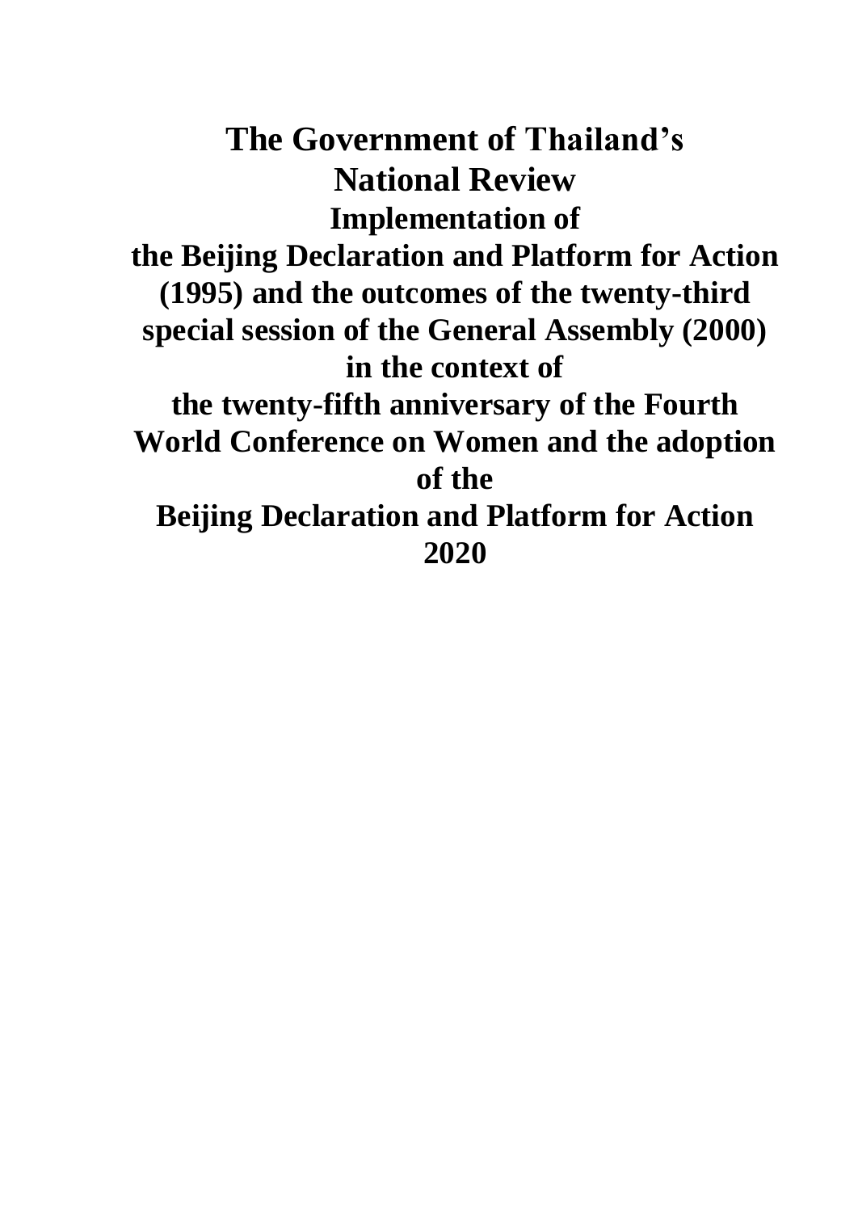# The Government of Thailand's National Review

## Implementation of the Beijing Declaration and Platform for Action (1995) and the outcomes of the twenty-third special session of the General Assembly (2000) in the context of the twenty-fifth anniversary of the Fourth World Conference on Women and the adoption of the Beijing Declaration and Platform for Action

## 2020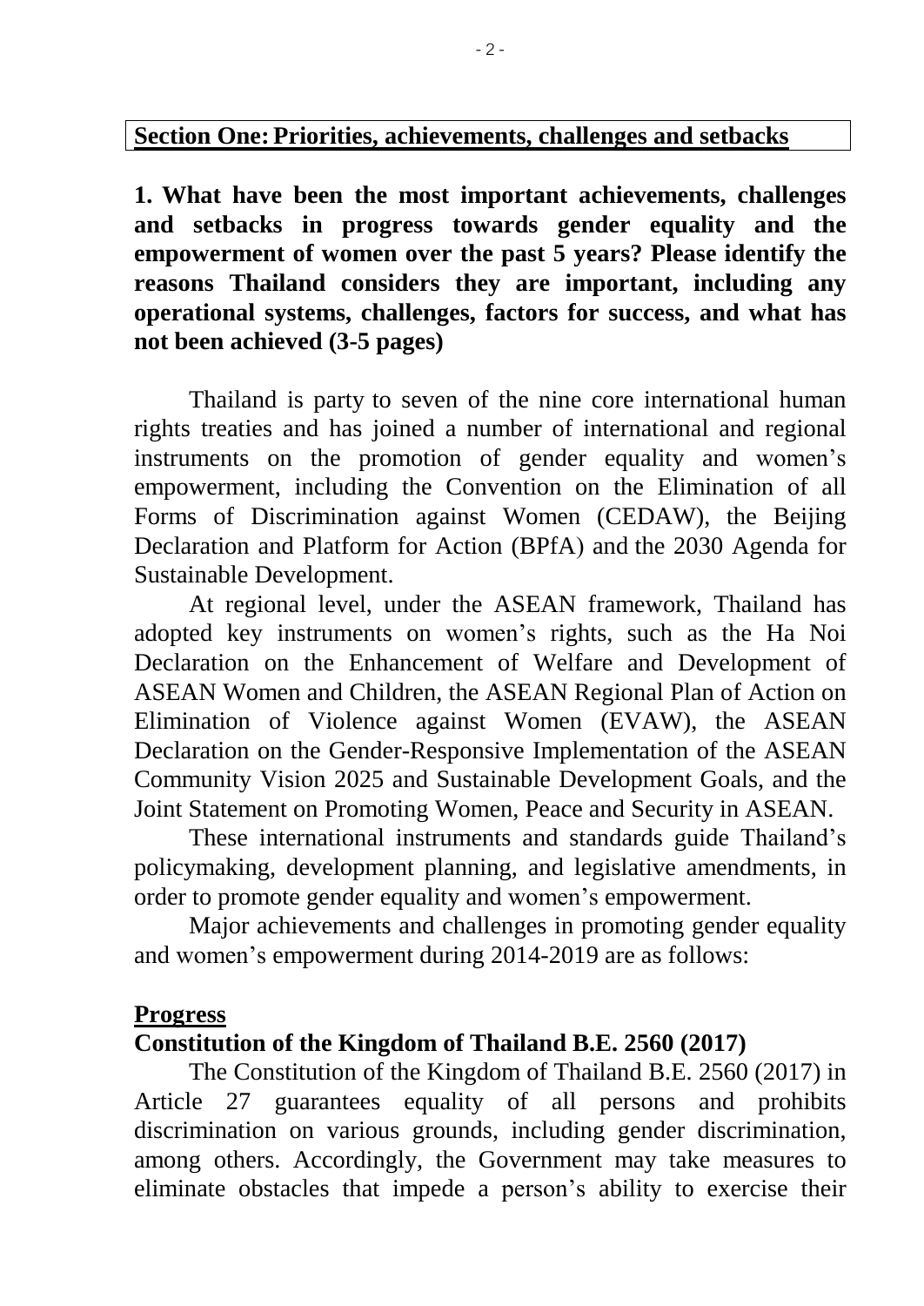## Section One: Priorities, achievements, challenges and setbacks

**1. What have been the most important achievements, challenges and setbacks in progress towards gender equality and the empowerment of women over the past 5 years? Please identify the reasons Thailand considers they are important, including any operational systems, challenges, factors for success, and what has not been achieved (3-5 pages)**

Thailand is party to seven of the nine core international human rights treaties and has joined a number of international and regional instruments on the promotion of gender equality and women's empowerment, including the Convention on the Elimination of all Forms of Discrimination against Women (CEDAW), the Beijing Declaration and Platform for Action (BPfA) and the 2030 Agenda for Sustainable Development.

At regional level, under the ASEAN framework, Thailand has adopted key instruments on women's rights, such as the Ha Noi Declaration on the Enhancement of Welfare and Development of ASEAN Women and Children, the ASEAN Regional Plan of Action on Elimination of Violence against Women (EVAW), the ASEAN Declaration on the Gender-Responsive Implementation of the ASEAN Community Vision 2025 and Sustainable Development Goals, and the Joint Statement on Promoting Women, Peace and Security in ASEAN.

These international instruments and standards guide Thailand's policymaking, development planning, and legislative amendments, in order to promote gender equality and women's empowerment.

Major achievements and challenges in promoting gender equality and women's empowerment during 2014-2019 are as follows:

### Progress

**Constitution of the Kingdom of Thailand B.E. 2560 (2017)**

The Constitution of the Kingdom of Thailand B.E. 2560 (2017) in Article 27 guarantees equality of all persons and prohibits discrimination on various grounds, including gender discrimination, among others. Accordingly, the Government may take measures to eliminate obstacles that impede a person's ability to exercise their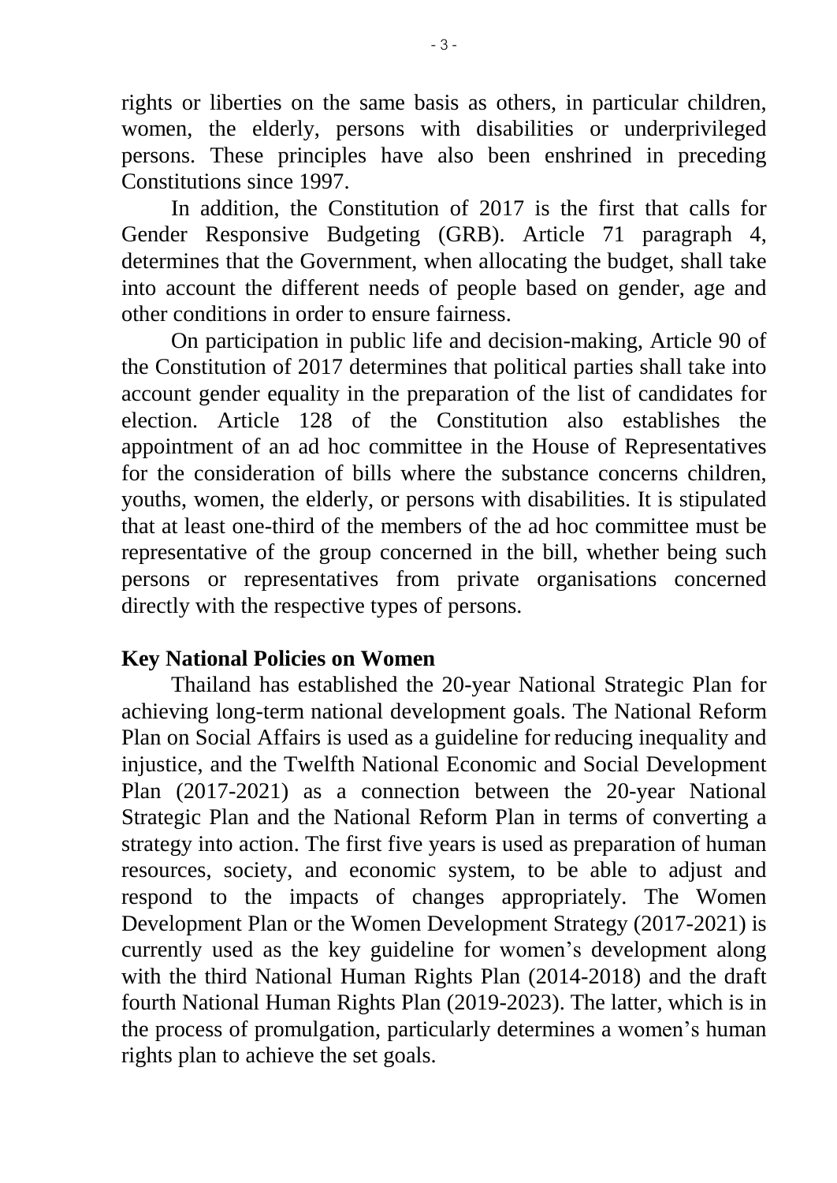rights or liberties on the same basis as others, in particular children, women, the elderly, persons with disabilities or underprivileged persons. These principles have also been enshrined in preceding Constitutions since 1997.

In addition, the Constitution of 2017 is the first that calls for Gender Responsive Budgeting (GRB). Article 71 paragraph 4, determines that the Government, when allocating the budget, shall take into account the different needs of people based on gender, age and other conditions in order to ensure fairness.

On participation in public life and decision-making, Article 90 of the Constitution of 2017 determines that political parties shall take into account gender equality in the preparation of the list of candidates for election. Article 128 of the Constitution also establishes the appointment of an ad hoc committee in the House of Representatives for the consideration of bills where the substance concerns children, youths, women, the elderly, or persons with disabilities. It is stipulated that at least one-third of the members of the ad hoc committee must be representative of the group concerned in the bill, whether being such persons or representatives from private organisations concerned directly with the respective types of persons.

**Key National Policies on Women**

Thailand has established the 20-year National Strategic Plan for achieving long-term national development goals. The National Reform Plan on Social Affairs is used as a guideline for reducing inequality and injustice, and the Twelfth National Economic and Social Development Plan (2017-2021) as a connection between the 20-year National Strategic Plan and the National Reform Plan in terms of converting a strategy into action. The first five years is used as preparation of human resources, society, and economic system, to be able to adjust and respond to the impacts of changes appropriately. The Women Development Plan or the Women Development Strategy (2017-2021) is currently used as the key guideline for women's development along with the third National Human Rights Plan (2014-2018) and the draft fourth National Human Rights Plan (2019-2023). The latter, which is in the process of promulgation, particularly determines a women's human rights plan to achieve the set goals.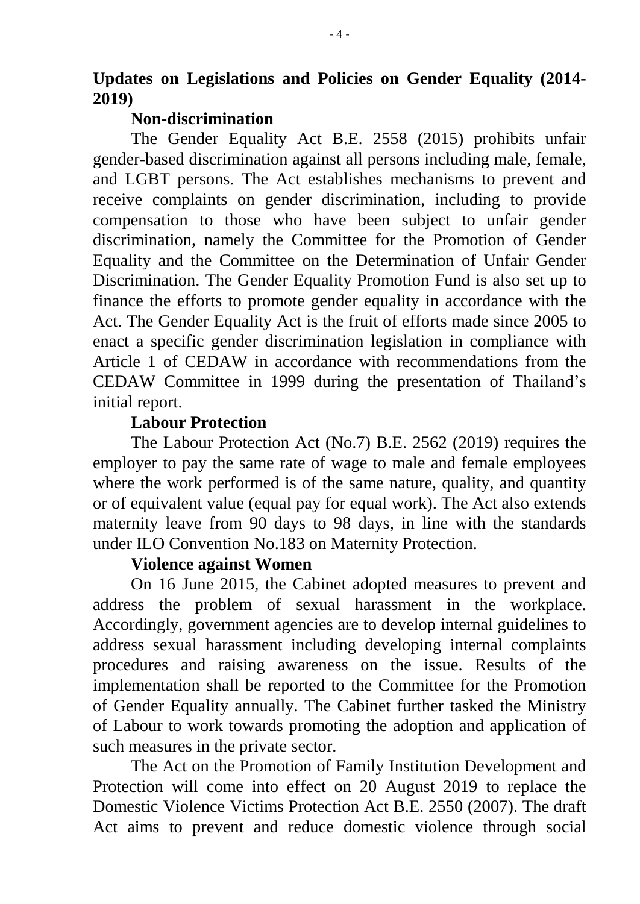## Updates on Legislations and Policies on Gender Equality (2014-2019)

### Non-discrimination

The Gender Equality Act B.E. 2558 (2015) prohibits unfair gender-based discrimination against all persons including male, female, and LGBT persons. The Act establishes mechanisms to prevent and receive complaints on gender discrimination, including to provide compensation to those who have been subject to unfair gender discrimination, namely the Committee for the Promotion of Gender Equality and the Committee on the Determination of Unfair Gender Discrimination. The Gender Equality Promotion Fund is also set up to finance the efforts to promote gender equality in accordance with the Act. The Gender Equality Act is the fruit of efforts made since 2005 to enact a specific gender discrimination legislation in compliance with Article 1 of CEDAW in accordance with recommendations from the CEDAW Committee in 1999 during the presentation of Thailand's initial report.

### Labour Protection

The Labour Protection Act (No.7) B.E. 2562 (2019) requires the employer to pay the same rate of wage to male and female employees where the work performed is of the same nature, quality, and quantity or of equivalent value (equal pay for equal work). The Act also extends maternity leave from 90 days to 98 days, in line with the standards under ILO Convention No.183 on Maternity Protection.

### Violence against Women

On 16 June 2015, the Cabinet adopted measures to prevent and address the problem of sexual harassment in the workplace. Accordingly, government agencies are to develop internal guidelines to address sexual harassment including developing internal complaints procedures and raising awareness on the issue. Results of the implementation shall be reported to the Committee for the Promotion of Gender Equality annually. The Cabinet further tasked the Ministry of Labour to work towards promoting the adoption and application of such measures in the private sector.

The Act on the Promotion of Family Institution Development and Protection will come into effect on 20 August 2019 to replace the Domestic Violence Victims Protection Act B.E. 2550 (2007). The draft Act aims to prevent and reduce domestic violence through social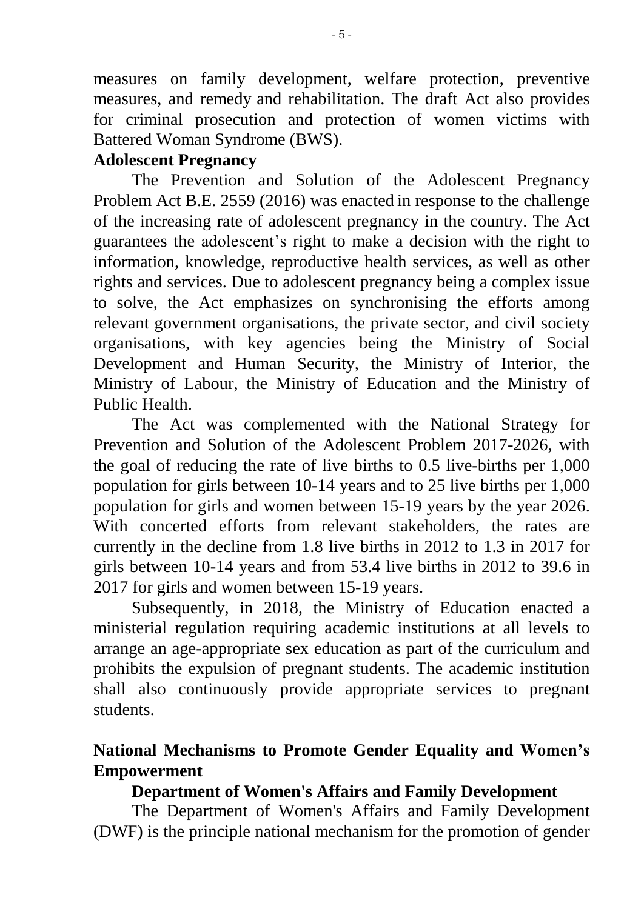measures on family development, welfare protection, preventive measures, and remedy and rehabilitation. The draft Act also provides for criminal prosecution and protection of women victims with Battered Woman Syndrome (BWS).

**Adolescent Pregnancy**

The Prevention and Solution of the Adolescent Pregnancy Problem Act B.E. 2559 (2016) was enacted in response to the challenge of the increasing rate of adolescent pregnancy in the country. The Act guarantees the adolescent's right to make a decision with the right to information, knowledge, reproductive health services, as well as other rights and services. Due to adolescent pregnancy being a complex issue to solve, the Act emphasizes on synchronising the efforts among relevant government organisations, the private sector, and civil society organisations, with key agencies being the Ministry of Social Development and Human Security, the Ministry of Interior, the Ministry of Labour, the Ministry of Education and the Ministry of Public Health.

The Act was complemented with the National Strategy for Prevention and Solution of the Adolescent Problem 2017-2026, with the goal of reducing the rate of live births to 0.5 live-births per 1,000 population for girls between 10-14 years and to 25 live births per 1,000 population for girls and women between 15-19 years by the year 2026. With concerted efforts from relevant stakeholders, the rates are currently in the decline from 1.8 live births in 2012 to 1.3 in 2017 for girls between 10-14 years and from 53.4 live births in 2012 to 39.6 in 2017 for girls and women between 15-19 years.

Subsequently, in 2018, the Ministry of Education enacted a ministerial regulation requiring academic institutions at all levels to arrange an age-appropriate sex education as part of the curriculum and prohibits the expulsion of pregnant students. The academic institution shall also continuously provide appropriate services to pregnant students.

## National Mechanisms to Promote Gender Equality and Women's Empowerment

### Department of Women's Affairs and Family Development

The Department of Women's Affairs and Family Development (DWF) is the principle national mechanism for the promotion of gender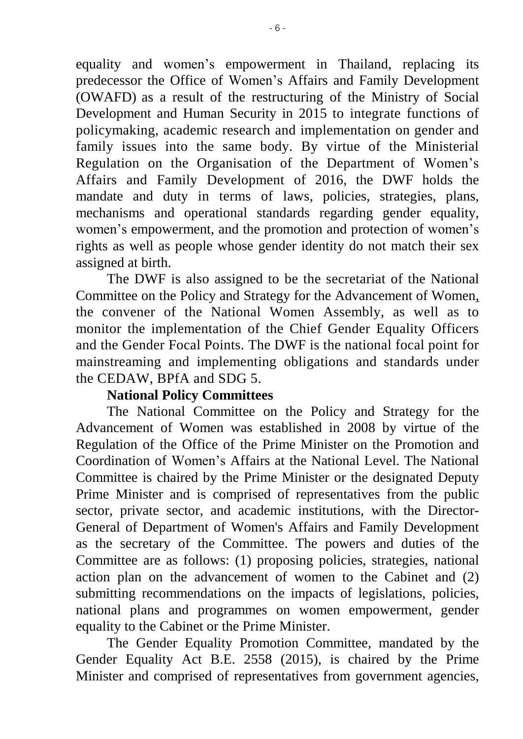equality and women's empowerment in Thailand, replacing its predecessor the Office of Women's Affairs and Family Development (OWAFD) as a result of the restructuring of the Ministry of Social Development and Human Security in 2015 to integrate functions of policymaking, academic research and implementation on gender and family issues into the same body. By virtue of the Ministerial Regulation on the Organisation of the Department of Women's Affairs and Family Development of 2016, the DWF holds the mandate and duty in terms of laws, policies, strategies, plans, mechanisms and operational standards regarding gender equality, women's empowerment, and the promotion and protection of women's rights as well as people whose gender identity do not match their sex assigned at birth.

The DWF is also assigned to be the secretariat of the National Committee on the Policy and Strategy for the Advancement of Women, the convener of the National Women Assembly, as well as to monitor the implementation of the Chief Gender Equality Officers and the Gender Focal Points. The DWF is the national focal point for mainstreaming and implementing obligations and standards under the CEDAW, BPfA and SDG 5.

**National Policy Committees**

The National Committee on the Policy and Strategy for the Advancement of Women was established in 2008 by virtue of the Regulation of the Office of the Prime Minister on the Promotion and Coordination of Women's Affairs at the National Level. The National Committee is chaired by the Prime Minister or the designated Deputy Prime Minister and is comprised of representatives from the public sector, private sector, and academic institutions, with the Director-General of Department of Women's Affairs and Family Development as the secretary of the Committee. The powers and duties of the Committee are as follows: (1) proposing policies, strategies, national action plan on the advancement of women to the Cabinet and (2) submitting recommendations on the impacts of legislations, policies, national plans and programmes on women empowerment, gender equality to the Cabinet or the Prime Minister.

The Gender Equality Promotion Committee, mandated by the Gender Equality Act B.E. 2558 (2015), is chaired by the Prime Minister and comprised of representatives from government agencies,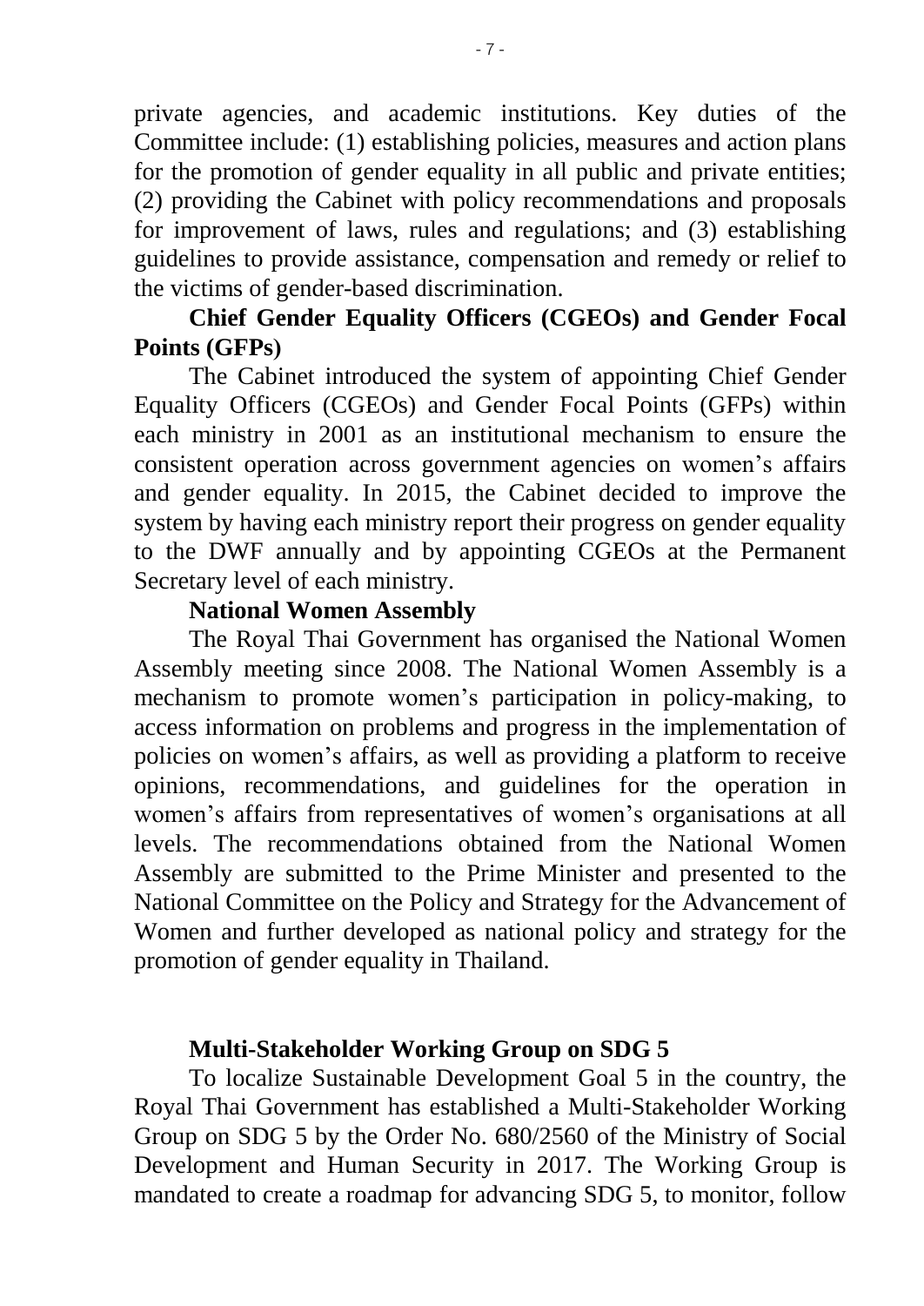private agencies, and academic institutions. Key duties of the Committee include: (1) establishing policies, measures and action plans for the promotion of gender equality in all public and private entities; (2) providing the Cabinet with policy recommendations and proposals for improvement of laws, rules and regulations; and (3) establishing guidelines to provide assistance, compensation and remedy or relief to the victims of gender-based discrimination.

**Chief Gender Equality Officers (CGEOs) and Gender Focal Points (GFPs)**

The Cabinet introduced the system of appointing Chief Gender Equality Officers (CGEOs) and Gender Focal Points (GFPs) within each ministry in 2001 as an institutional mechanism to ensure the consistent operation across government agencies on women's affairs and gender equality. In 2015, the Cabinet decided to improve the system by having each ministry report their progress on gender equality to the DWF annually and by appointing CGEOs at the Permanent Secretary level of each ministry.

**National Women Assembly**

The Royal Thai Government has organised the National Women Assembly meeting since 2008. The National Women Assembly is a mechanism to promote women's participation in policy-making, to access information on problems and progress in the implementation of policies on women's affairs, as well as providing a platform to receive opinions, recommendations, and guidelines for the operation in women's affairs from representatives of women's organisations at all levels. The recommendations obtained from the National Women Assembly are submitted to the Prime Minister and presented to the National Committee on the Policy and Strategy for the Advancement of Women and further developed as national policy and strategy for the promotion of gender equality in Thailand.

**Multi-Stakeholder Working Group on SDG 5**

To localize Sustainable Development Goal 5 in the country, the Royal Thai Government has established a Multi-Stakeholder Working Group on SDG 5 by the Order No. 680/2560 of the Ministry of Social Development and Human Security in 2017. The Working Group is mandated to create a roadmap for advancing SDG 5, to monitor, follow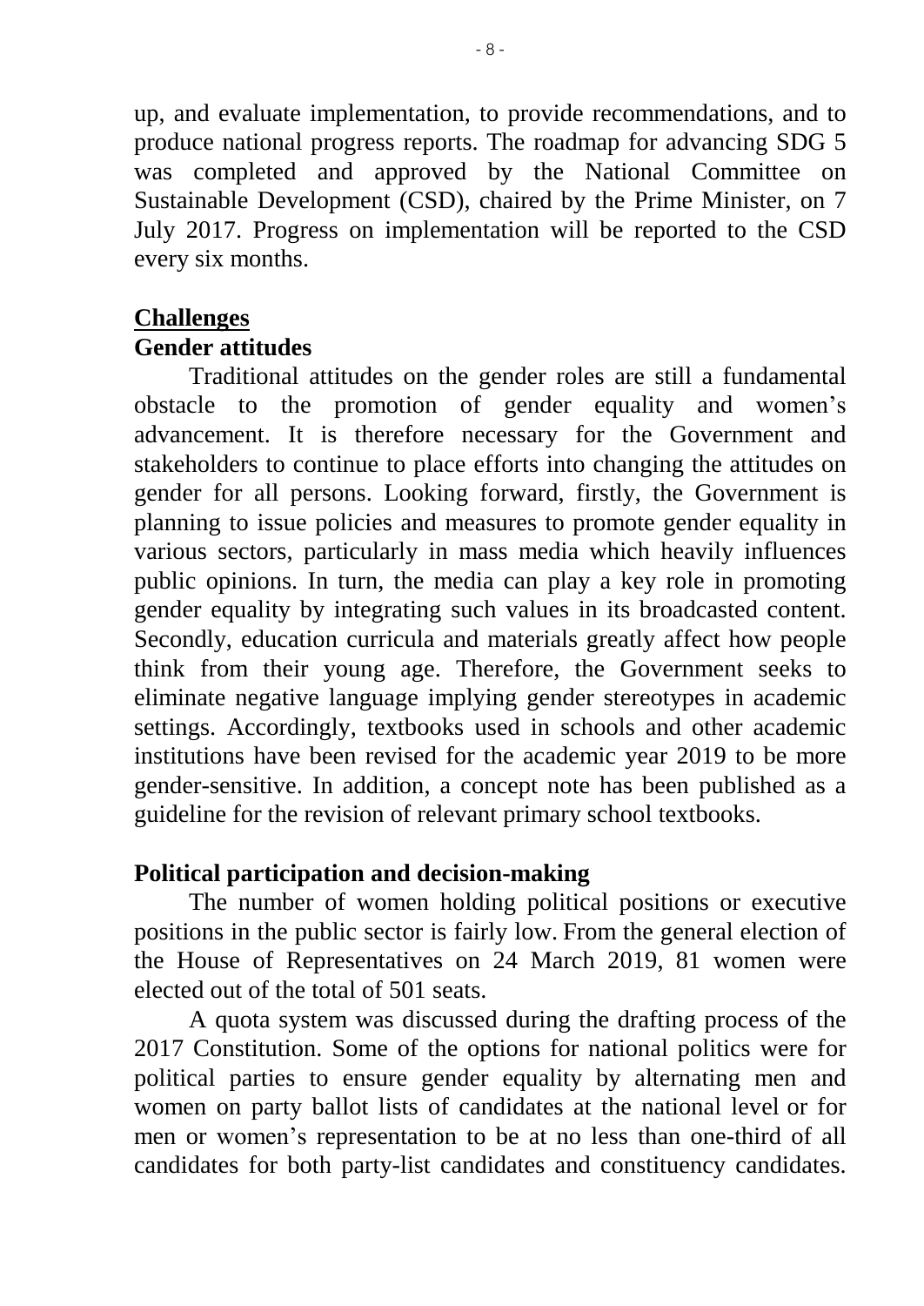up, and evaluate implementation, to provide recommendations, and to produce national progress reports. The roadmap for advancing SDG 5 was completed and approved by the National Committee on Sustainable Development (CSD), chaired by the Prime Minister, on 7 July 2017. Progress on implementation will be reported to the CSD every six months.

## Challenges

### Gender attitudes

Traditional attitudes on the gender roles are still a fundamental obstacle to the promotion of gender equality and women's advancement. It is therefore necessary for the Government and stakeholders to continue to place efforts into changing the attitudes on gender for all persons. Looking forward, firstly, the Government is planning to issue policies and measures to promote gender equality in various sectors, particularly in mass media which heavily influences public opinions. In turn, the media can play a key role in promoting gender equality by integrating such values in its broadcasted content. Secondly, education curricula and materials greatly affect how people think from their young age. Therefore, the Government seeks to eliminate negative language implying gender stereotypes in academic settings. Accordingly, textbooks used in schools and other academic institutions have been revised for the academic year 2019 to be more gender-sensitive. In addition, a concept note has been published as a guideline for the revision of relevant primary school textbooks.

### Political participation and decision-making

The number of women holding political positions or executive positions in the public sector is fairly low. From the general election of the House of Representatives on 24 March 2019, 81 women were elected out of the total of 501 seats.

A quota system was discussed during the drafting process of the 2017 Constitution. Some of the options for national politics were for political parties to ensure gender equality by alternating men and women on party ballot lists of candidates at the national level or for men or women's representation to be at no less than one-third of all candidates for both party-list candidates and constituency candidates.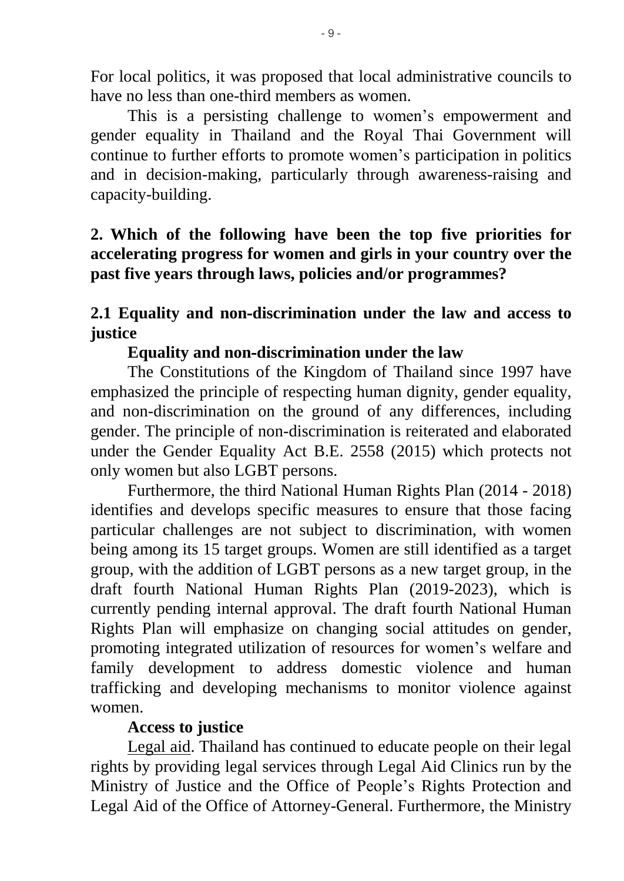For local politics, it was proposed that local administrative councils to have no less than one-third members as women.

This is a persisting challenge to women's empowerment and gender equality in Thailand and the Royal Thai Government will continue to further efforts to promote women's participation in politics and in decision-making, particularly through awareness-raising and capacity-building.

## 2. Which of the following have been the top five priorities for accelerating progress for women and girls in your country over the past five years through laws, policies and/or programmes?

### 2.1 Equality and non-discrimination under the law and access to justice

**Equality and non-discrimination under the law**

The Constitutions of the Kingdom of Thailand since 1997 have emphasized the principle of respecting human dignity, gender equality, and non-discrimination on the ground of any differences, including gender. The principle of non-discrimination is reiterated and elaborated under the Gender Equality Act B.E. 2558 (2015) which protects not only women but also LGBT persons.

Furthermore, the third National Human Rights Plan (2014 - 2018) identifies and develops specific measures to ensure that those facing particular challenges are not subject to discrimination, with women being among its 15 target groups. Women are still identified as a target group, with the addition of LGBT persons as a new target group, in the draft fourth National Human Rights Plan (2019-2023), which is currently pending internal approval. The draft fourth National Human Rights Plan will emphasize on changing social attitudes on gender, promoting integrated utilization of resources for women's welfare and family development to address domestic violence and human trafficking and developing mechanisms to monitor violence against women.

**Access to justice**

<u>Legal aid</u>. Thailand has continued to educate people on their legal rights by providing legal services through Legal Aid Clinics run by the Ministry of Justice and the Office of People's Rights Protection and Legal Aid of the Office of Attorney-General. Furthermore, the Ministry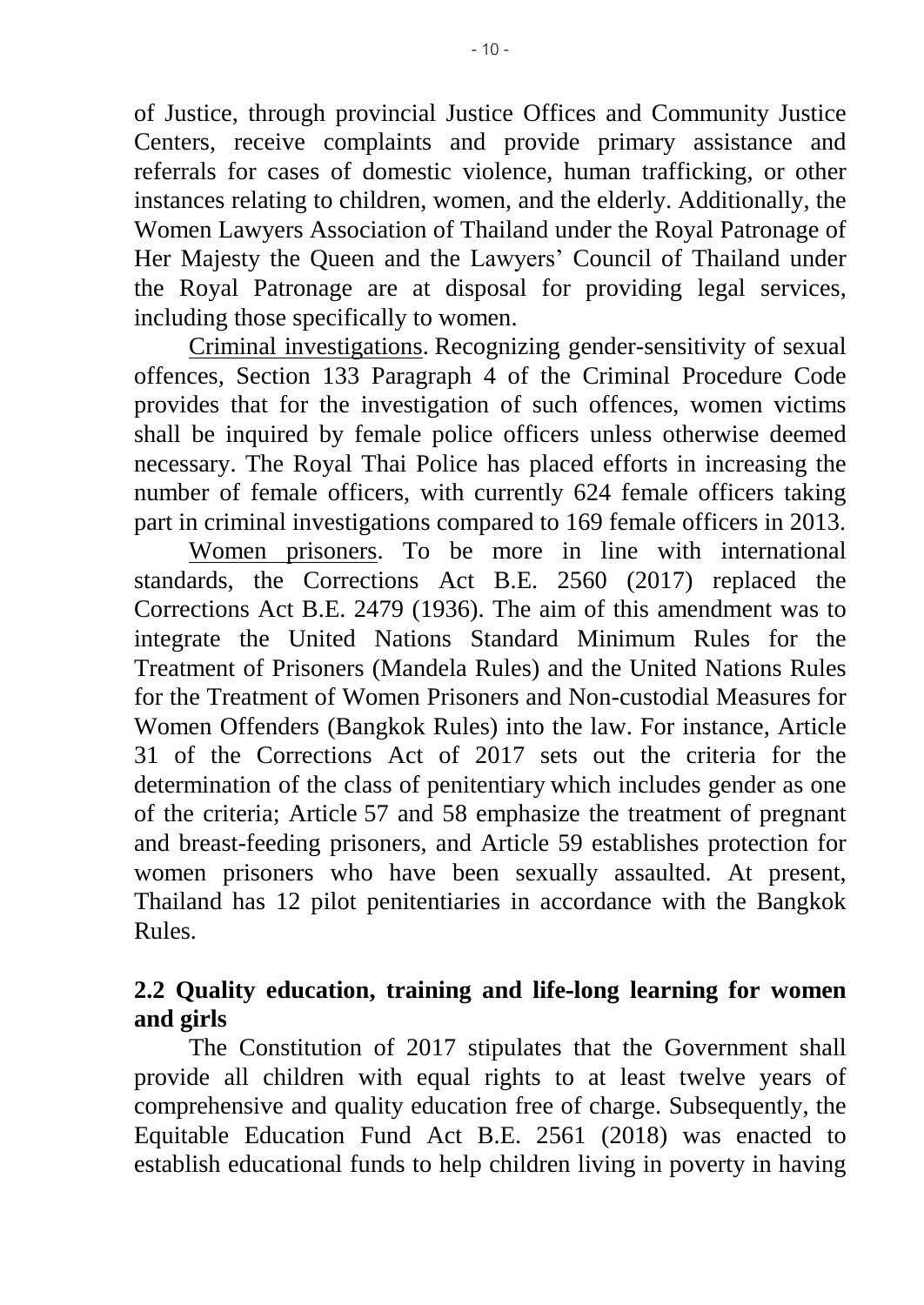of Justice, through provincial Justice Offices and Community Justice Centers, receive complaints and provide primary assistance and referrals for cases of domestic violence, human trafficking, or other instances relating to children, women, and the elderly. Additionally, the Women Lawyers Association of Thailand under the Royal Patronage of Her Majesty the Queen and the Lawyers' Council of Thailand under the Royal Patronage are at disposal for providing legal services, including those specifically to women.

Criminal investigations. Recognizing gender-sensitivity of sexual offences, Section 133 Paragraph 4 of the Criminal Procedure Code provides that for the investigation of such offences, women victims shall be inquired by female police officers unless otherwise deemed necessary. The Royal Thai Police has placed efforts in increasing the number of female officers, with currently 624 female officers taking part in criminal investigations compared to 169 female officers in 2013.

Women prisoners. To be more in line with international standards, the Corrections Act B.E. 2560 (2017) replaced the Corrections Act B.E. 2479 (1936). The aim of this amendment was to integrate the United Nations Standard Minimum Rules for the Treatment of Prisoners (Mandela Rules) and the United Nations Rules for the Treatment of Women Prisoners and Non-custodial Measures for Women Offenders (Bangkok Rules) into the law. For instance, Article 31 of the Corrections Act of 2017 sets out the criteria for the determination of the class of penitentiary which includes gender as one of the criteria; Article 57 and 58 emphasize the treatment of pregnant and breast-feeding prisoners, and Article 59 establishes protection for women prisoners who have been sexually assaulted. At present, Thailand has 12 pilot penitentiaries in accordance with the Bangkok Rules.

## 2.2 Quality education, training and life-long learning for women and girls

The Constitution of 2017 stipulates that the Government shall provide all children with equal rights to at least twelve years of comprehensive and quality education free of charge. Subsequently, the Equitable Education Fund Act B.E. 2561 (2018) was enacted to establish educational funds to help children living in poverty in having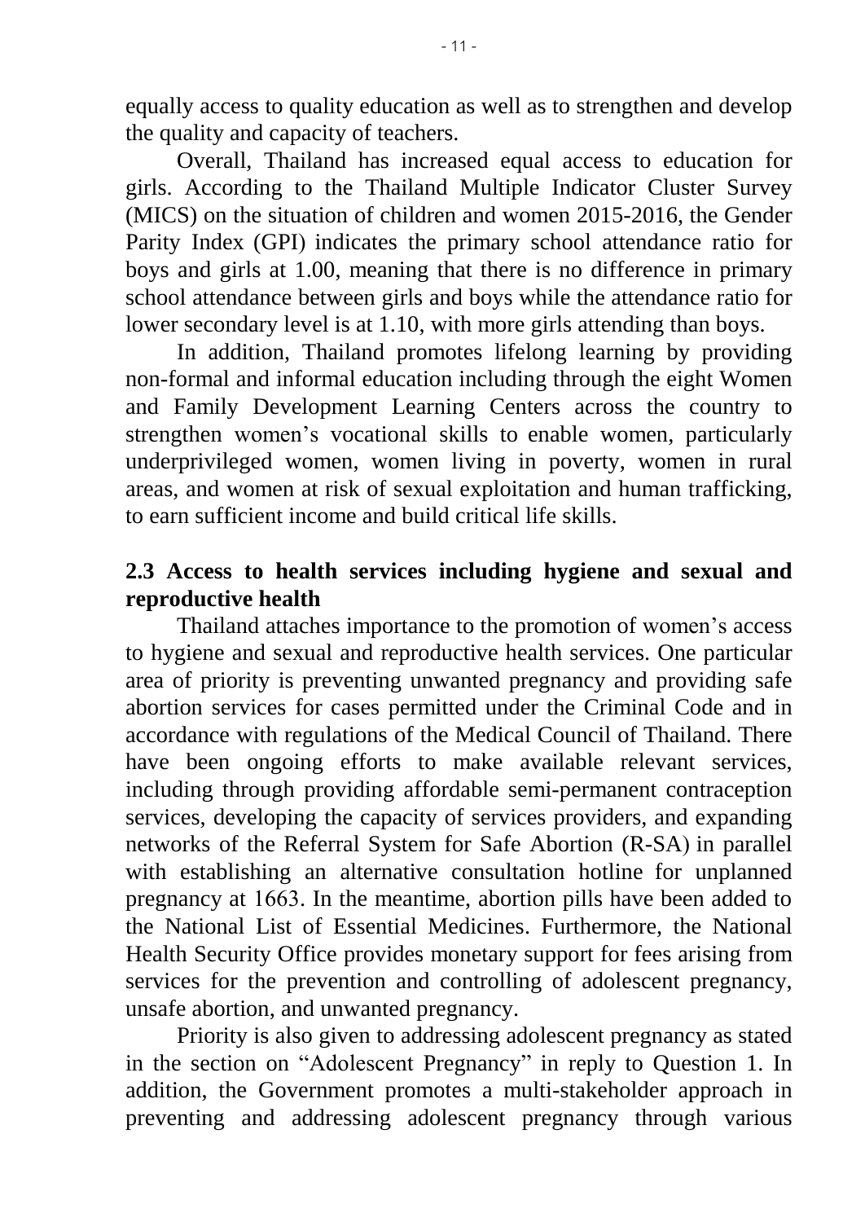equally access to quality education as well as to strengthen and develop the quality and capacity of teachers.

Overall, Thailand has increased equal access to education for girls. According to the Thailand Multiple Indicator Cluster Survey (MICS) on the situation of children and women 2015-2016, the Gender Parity Index (GPI) indicates the primary school attendance ratio for boys and girls at 1.00, meaning that there is no difference in primary school attendance between girls and boys while the attendance ratio for lower secondary level is at 1.10, with more girls attending than boys.

In addition, Thailand promotes lifelong learning by providing non-formal and informal education including through the eight Women and Family Development Learning Centers across the country to strengthen women's vocational skills to enable women, particularly underprivileged women, women living in poverty, women in rural areas, and women at risk of sexual exploitation and human trafficking, to earn sufficient income and build critical life skills.

### 2.3 Access to health services including hygiene and sexual and reproductive health

Thailand attaches importance to the promotion of women's access to hygiene and sexual and reproductive health services. One particular area of priority is preventing unwanted pregnancy and providing safe abortion services for cases permitted under the Criminal Code and in accordance with regulations of the Medical Council of Thailand. There have been ongoing efforts to make available relevant services, including through providing affordable semi-permanent contraception services, developing the capacity of services providers, and expanding networks of the Referral System for Safe Abortion (R-SA) in parallel with establishing an alternative consultation hotline for unplanned pregnancy at 1663. In the meantime, abortion pills have been added to the National List of Essential Medicines. Furthermore, the National Health Security Office provides monetary support for fees arising from services for the prevention and controlling of adolescent pregnancy, unsafe abortion, and unwanted pregnancy.

Priority is also given to addressing adolescent pregnancy as stated in the section on "Adolescent Pregnancy" in reply to Question 1. In addition, the Government promotes a multi-stakeholder approach in preventing and addressing adolescent pregnancy through various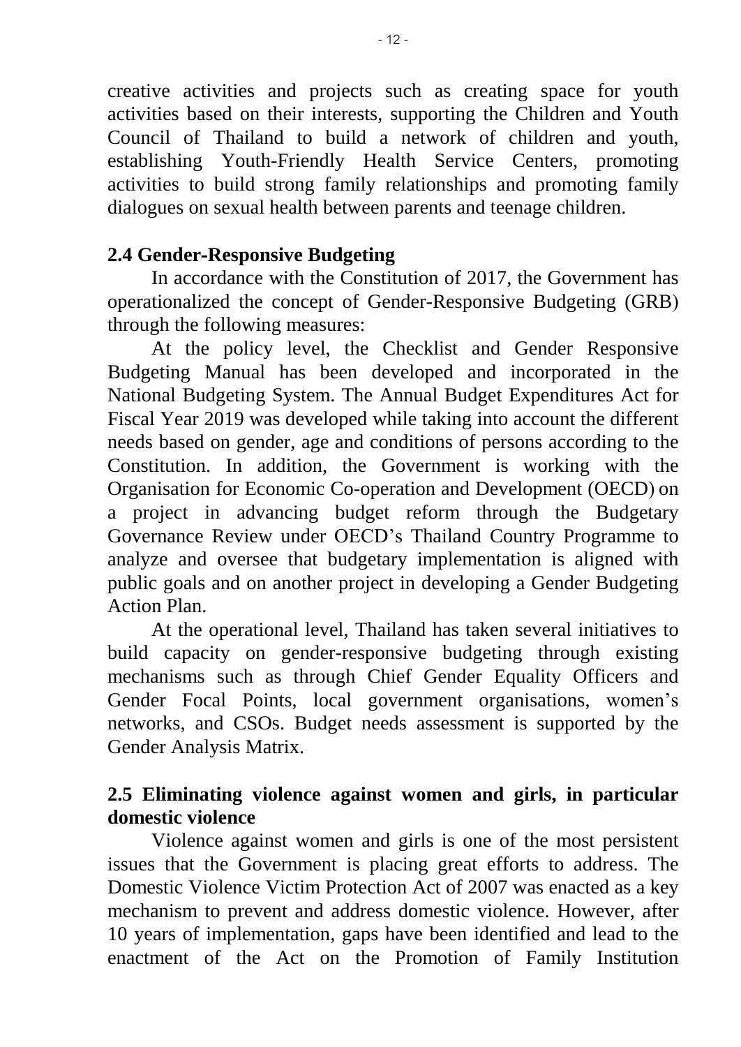creative activities and projects such as creating space for youth activities based on their interests, supporting the Children and Youth Council of Thailand to build a network of children and youth, establishing Youth-Friendly Health Service Centers, promoting activities to build strong family relationships and promoting family dialogues on sexual health between parents and teenage children.

## 2.4 Gender-Responsive Budgeting

In accordance with the Constitution of 2017, the Government has operationalized the concept of Gender-Responsive Budgeting (GRB) through the following measures:

At the policy level, the Checklist and Gender Responsive Budgeting Manual has been developed and incorporated in the National Budgeting System. The Annual Budget Expenditures Act for Fiscal Year 2019 was developed while taking into account the different needs based on gender, age and conditions of persons according to the Constitution. In addition, the Government is working with the Organisation for Economic Co-operation and Development (OECD) on a project in advancing budget reform through the Budgetary Governance Review under OECD's Thailand Country Programme to analyze and oversee that budgetary implementation is aligned with public goals and on another project in developing a Gender Budgeting Action Plan.

At the operational level, Thailand has taken several initiatives to build capacity on gender-responsive budgeting through existing mechanisms such as through Chief Gender Equality Officers and Gender Focal Points, local government organisations, women's networks, and CSOs. Budget needs assessment is supported by the Gender Analysis Matrix.

## 2.5 Eliminating violence against women and girls, in particular domestic violence

Violence against women and girls is one of the most persistent issues that the Government is placing great efforts to address. The Domestic Violence Victim Protection Act of 2007 was enacted as a key mechanism to prevent and address domestic violence. However, after 10 years of implementation, gaps have been identified and lead to the enactment of the Act on the Promotion of Family Institution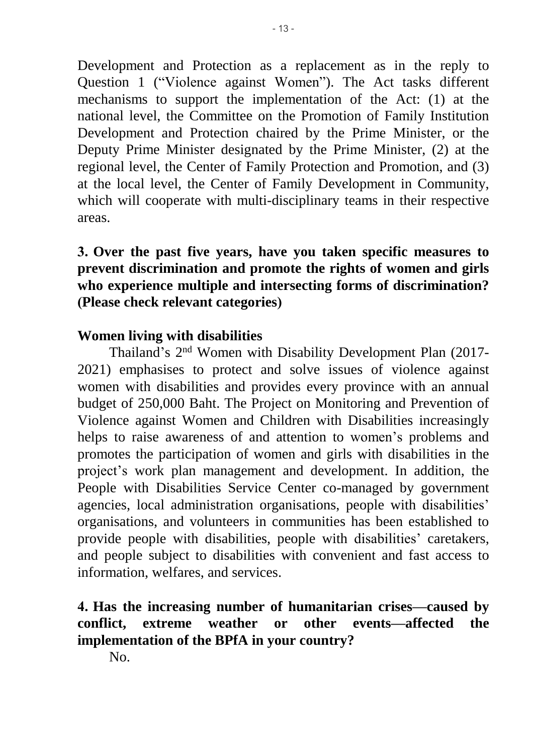Development and Protection as a replacement as in the reply to Question 1 ("Violence against Women"). The Act tasks different mechanisms to support the implementation of the Act: (1) at the national level, the Committee on the Promotion of Family Institution Development and Protection chaired by the Prime Minister, or the Deputy Prime Minister designated by the Prime Minister, (2) at the regional level, the Center of Family Protection and Promotion, and (3) at the local level, the Center of Family Development in Community, which will cooperate with multi-disciplinary teams in their respective areas.

**3. Over the past five years, have you taken specific measures to prevent discrimination and promote the rights of women and girls who experience multiple and intersecting forms of discrimination? (Please check relevant categories)**

**Women living with disabilities**

Thailand's 2nd Women with Disability Development Plan (2017-2021) emphasises to protect and solve issues of violence against women with disabilities and provides every province with an annual budget of 250,000 Baht. The Project on Monitoring and Prevention of Violence against Women and Children with Disabilities increasingly helps to raise awareness of and attention to women's problems and promotes the participation of women and girls with disabilities in the project's work plan management and development. In addition, the People with Disabilities Service Center co-managed by government agencies, local administration organisations, people with disabilities' organisations, and volunteers in communities has been established to provide people with disabilities, people with disabilities' caretakers, and people subject to disabilities with convenient and fast access to information, welfares, and services.

**4. Has the increasing number of humanitarian crises—caused by conflict, extreme weather or other events—affected the implementation of the BPfA in your country?**

No.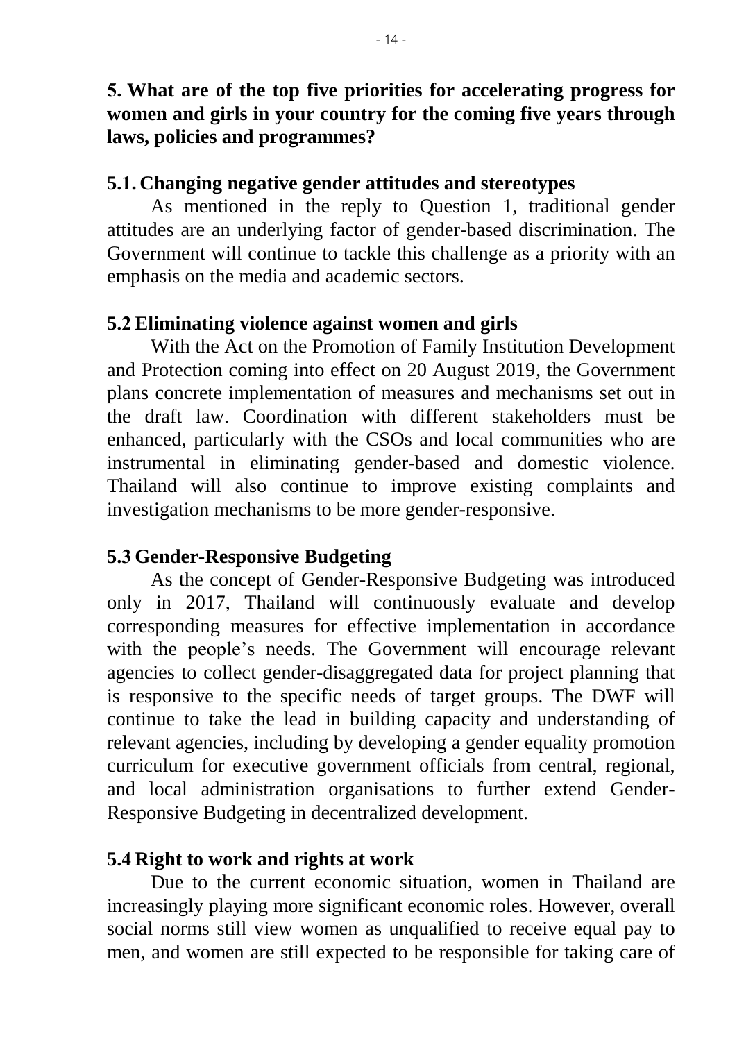## 5. What are of the top five priorities for accelerating progress for women and girls in your country for the coming five years through laws, policies and programmes?

### 5.1. Changing negative gender attitudes and stereotypes

As mentioned in the reply to Question 1, traditional gender attitudes are an underlying factor of gender-based discrimination. The Government will continue to tackle this challenge as a priority with an emphasis on the media and academic sectors.

### 5.2 Eliminating violence against women and girls

With the Act on the Promotion of Family Institution Development and Protection coming into effect on 20 August 2019, the Government plans concrete implementation of measures and mechanisms set out in the draft law. Coordination with different stakeholders must be enhanced, particularly with the CSOs and local communities who are instrumental in eliminating gender-based and domestic violence. Thailand will also continue to improve existing complaints and investigation mechanisms to be more gender-responsive.

### 5.3 Gender-Responsive Budgeting

As the concept of Gender-Responsive Budgeting was introduced only in 2017, Thailand will continuously evaluate and develop corresponding measures for effective implementation in accordance with the people's needs. The Government will encourage relevant agencies to collect gender-disaggregated data for project planning that is responsive to the specific needs of target groups. The DWF will continue to take the lead in building capacity and understanding of relevant agencies, including by developing a gender equality promotion curriculum for executive government officials from central, regional, and local administration organisations to further extend Gender-Responsive Budgeting in decentralized development.

### 5.4 Right to work and rights at work

Due to the current economic situation, women in Thailand are increasingly playing more significant economic roles. However, overall social norms still view women as unqualified to receive equal pay to men, and women are still expected to be responsible for taking care of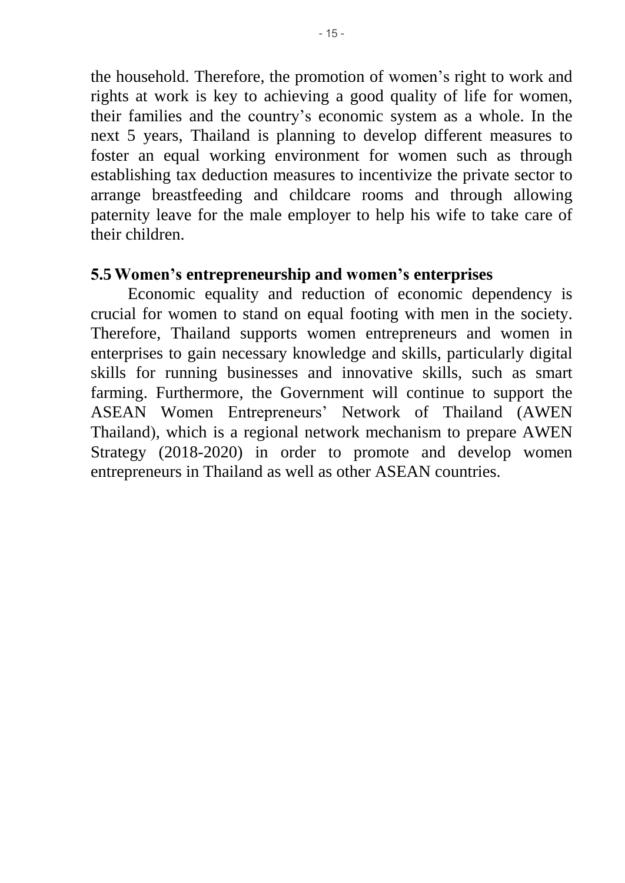the household. Therefore, the promotion of women's right to work and rights at work is key to achieving a good quality of life for women, their families and the country's economic system as a whole. In the next 5 years, Thailand is planning to develop different measures to foster an equal working environment for women such as through establishing tax deduction measures to incentivize the private sector to arrange breastfeeding and childcare rooms and through allowing paternity leave for the male employer to help his wife to take care of their children.

### 5.5 Women's entrepreneurship and women's enterprises

Economic equality and reduction of economic dependency is crucial for women to stand on equal footing with men in the society. Therefore, Thailand supports women entrepreneurs and women in enterprises to gain necessary knowledge and skills, particularly digital skills for running businesses and innovative skills, such as smart farming. Furthermore, the Government will continue to support the ASEAN Women Entrepreneurs' Network of Thailand (AWEN Thailand), which is a regional network mechanism to prepare AWEN Strategy (2018-2020) in order to promote and develop women entrepreneurs in Thailand as well as other ASEAN countries.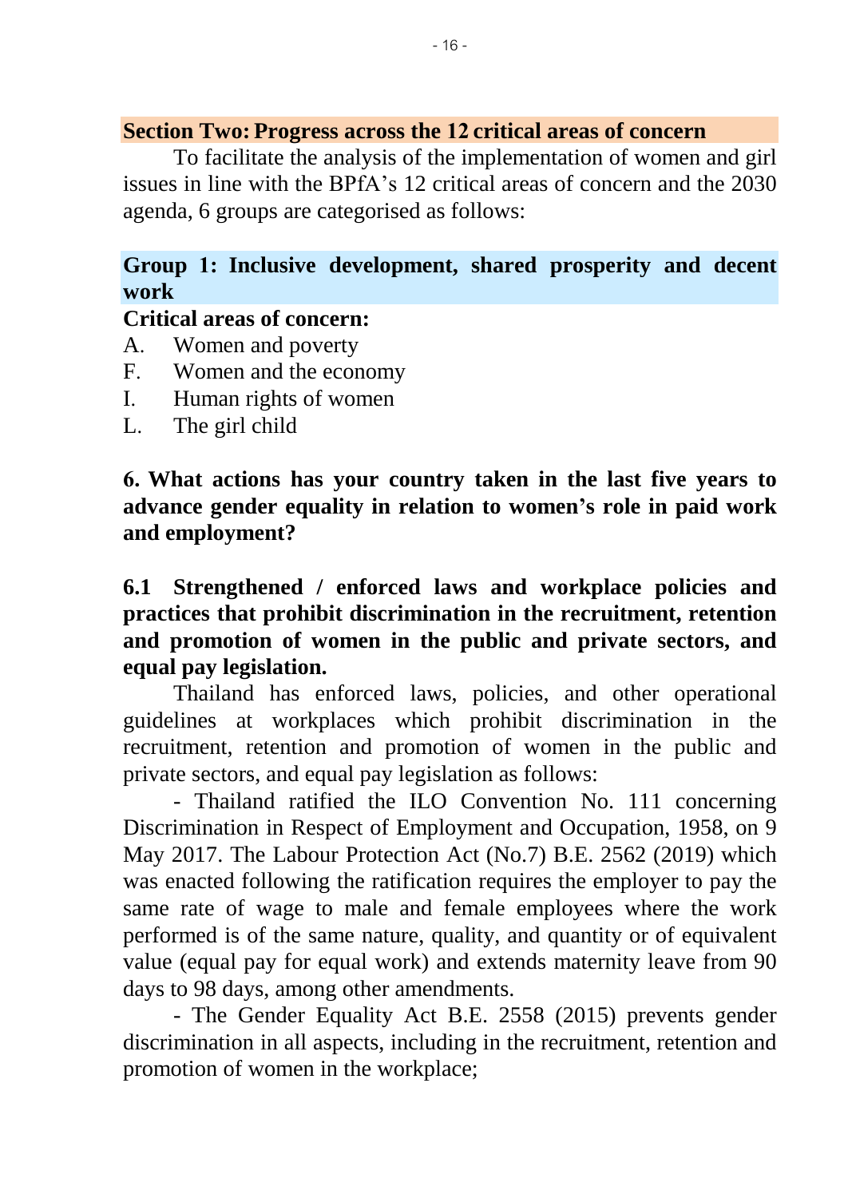## Section Two: Progress across the 12 critical areas of concern

To facilitate the analysis of the implementation of women and girl issues in line with the BPfA's 12 critical areas of concern and the 2030 agenda, 6 groups are categorised as follows:

### Group 1: Inclusive development, shared prosperity and decent work

**Critical areas of concern:**

A. Women and poverty
F. Women and the economy
I. Human rights of women
L. The girl child

**6. What actions has your country taken in the last five years to advance gender equality in relation to women's role in paid work and employment?**

**6.1 Strengthened / enforced laws and workplace policies and practices that prohibit discrimination in the recruitment, retention and promotion of women in the public and private sectors, and equal pay legislation.**

Thailand has enforced laws, policies, and other operational guidelines at workplaces which prohibit discrimination in the recruitment, retention and promotion of women in the public and private sectors, and equal pay legislation as follows:

- Thailand ratified the ILO Convention No. 111 concerning Discrimination in Respect of Employment and Occupation, 1958, on 9 May 2017. The Labour Protection Act (No.7) B.E. 2562 (2019) which was enacted following the ratification requires the employer to pay the same rate of wage to male and female employees where the work performed is of the same nature, quality, and quantity or of equivalent value (equal pay for equal work) and extends maternity leave from 90 days to 98 days, among other amendments.

- The Gender Equality Act B.E. 2558 (2015) prevents gender discrimination in all aspects, including in the recruitment, retention and promotion of women in the workplace;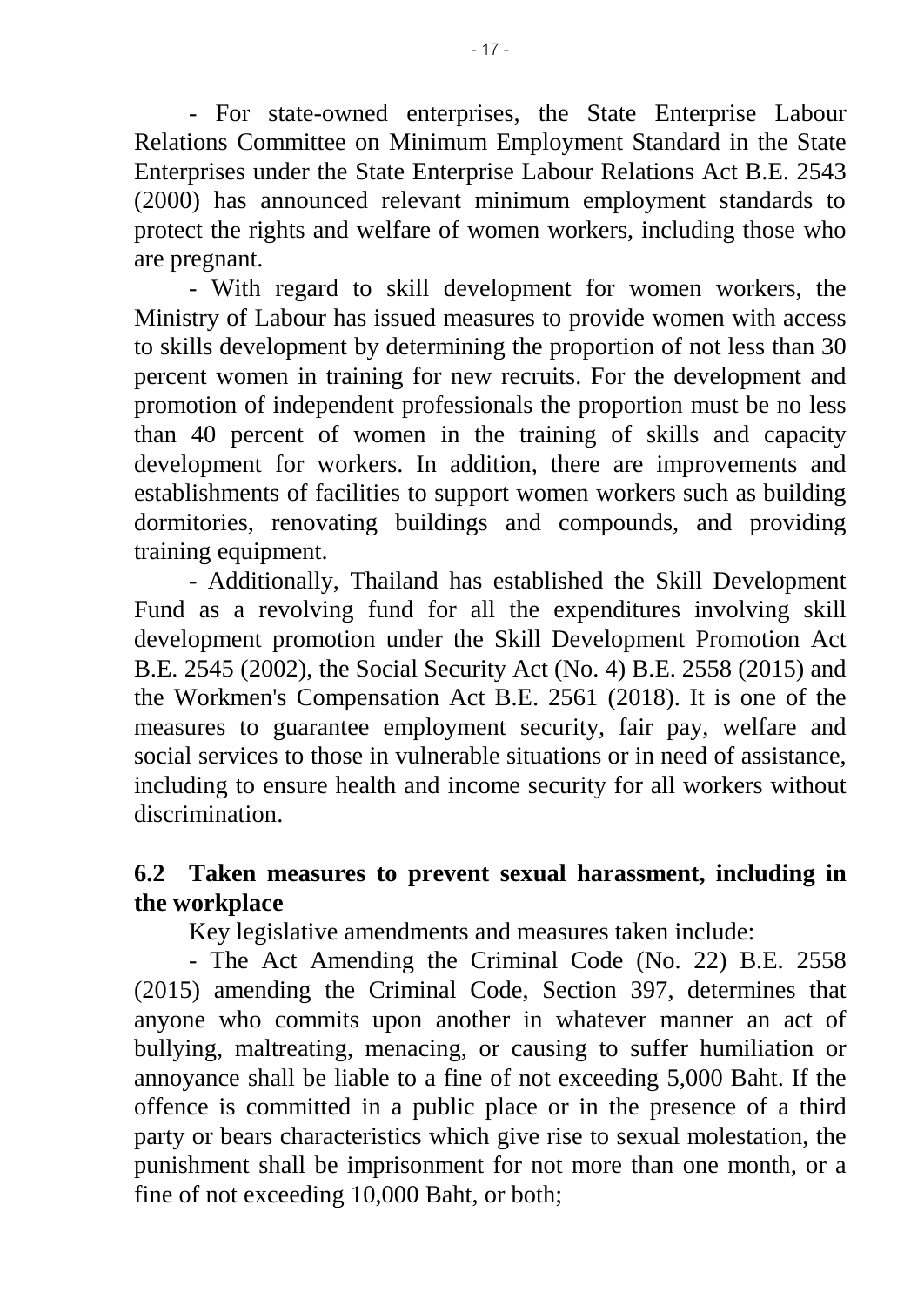- For state-owned enterprises, the State Enterprise Labour Relations Committee on Minimum Employment Standard in the State Enterprises under the State Enterprise Labour Relations Act B.E. 2543 (2000) has announced relevant minimum employment standards to protect the rights and welfare of women workers, including those who are pregnant.

- With regard to skill development for women workers, the Ministry of Labour has issued measures to provide women with access to skills development by determining the proportion of not less than 30 percent women in training for new recruits. For the development and promotion of independent professionals the proportion must be no less than 40 percent of women in the training of skills and capacity development for workers. In addition, there are improvements and establishments of facilities to support women workers such as building dormitories, renovating buildings and compounds, and providing training equipment.

- Additionally, Thailand has established the Skill Development Fund as a revolving fund for all the expenditures involving skill development promotion under the Skill Development Promotion Act B.E. 2545 (2002), the Social Security Act (No. 4) B.E. 2558 (2015) and the Workmen's Compensation Act B.E. 2561 (2018). It is one of the measures to guarantee employment security, fair pay, welfare and social services to those in vulnerable situations or in need of assistance, including to ensure health and income security for all workers without discrimination.

### 6.2 Taken measures to prevent sexual harassment, including in the workplace

Key legislative amendments and measures taken include:

- The Act Amending the Criminal Code (No. 22) B.E. 2558 (2015) amending the Criminal Code, Section 397, determines that anyone who commits upon another in whatever manner an act of bullying, maltreating, menacing, or causing to suffer humiliation or annoyance shall be liable to a fine of not exceeding 5,000 Baht. If the offence is committed in a public place or in the presence of a third party or bears characteristics which give rise to sexual molestation, the punishment shall be imprisonment for not more than one month, or a fine of not exceeding 10,000 Baht, or both;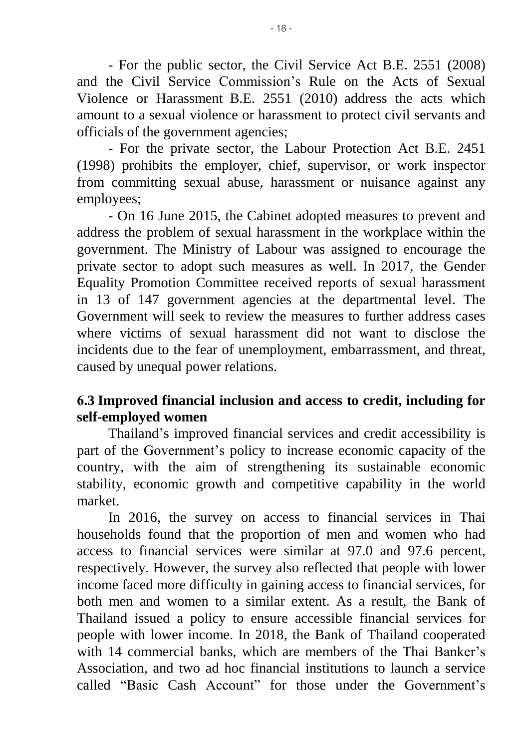- For the public sector, the Civil Service Act B.E. 2551 (2008) and the Civil Service Commission's Rule on the Acts of Sexual Violence or Harassment B.E. 2551 (2010) address the acts which amount to a sexual violence or harassment to protect civil servants and officials of the government agencies;

- For the private sector, the Labour Protection Act B.E. 2451 (1998) prohibits the employer, chief, supervisor, or work inspector from committing sexual abuse, harassment or nuisance against any employees;

- On 16 June 2015, the Cabinet adopted measures to prevent and address the problem of sexual harassment in the workplace within the government. The Ministry of Labour was assigned to encourage the private sector to adopt such measures as well. In 2017, the Gender Equality Promotion Committee received reports of sexual harassment in 13 of 147 government agencies at the departmental level. The Government will seek to review the measures to further address cases where victims of sexual harassment did not want to disclose the incidents due to the fear of unemployment, embarrassment, and threat, caused by unequal power relations.

### 6.3 Improved financial inclusion and access to credit, including for self-employed women

Thailand's improved financial services and credit accessibility is part of the Government's policy to increase economic capacity of the country, with the aim of strengthening its sustainable economic stability, economic growth and competitive capability in the world market.

In 2016, the survey on access to financial services in Thai households found that the proportion of men and women who had access to financial services were similar at 97.0 and 97.6 percent, respectively. However, the survey also reflected that people with lower income faced more difficulty in gaining access to financial services, for both men and women to a similar extent. As a result, the Bank of Thailand issued a policy to ensure accessible financial services for people with lower income. In 2018, the Bank of Thailand cooperated with 14 commercial banks, which are members of the Thai Banker's Association, and two ad hoc financial institutions to launch a service called "Basic Cash Account" for those under the Government's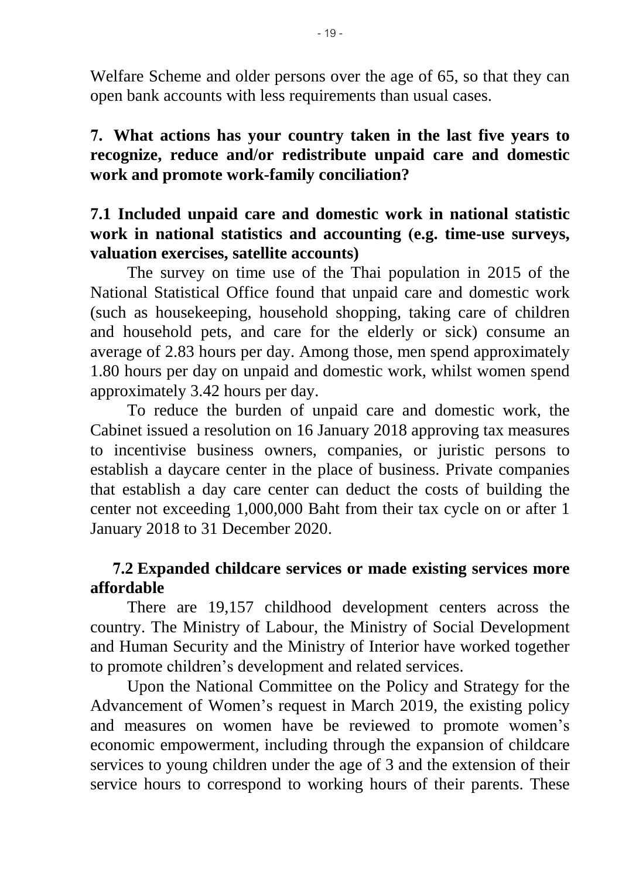Welfare Scheme and older persons over the age of 65, so that they can open bank accounts with less requirements than usual cases.

## 7. What actions has your country taken in the last five years to recognize, reduce and/or redistribute unpaid care and domestic work and promote work-family conciliation?

### 7.1 Included unpaid care and domestic work in national statistic work in national statistics and accounting (e.g. time-use surveys, valuation exercises, satellite accounts)

The survey on time use of the Thai population in 2015 of the National Statistical Office found that unpaid care and domestic work (such as housekeeping, household shopping, taking care of children and household pets, and care for the elderly or sick) consume an average of 2.83 hours per day. Among those, men spend approximately 1.80 hours per day on unpaid and domestic work, whilst women spend approximately 3.42 hours per day.

To reduce the burden of unpaid care and domestic work, the Cabinet issued a resolution on 16 January 2018 approving tax measures to incentivise business owners, companies, or juristic persons to establish a daycare center in the place of business. Private companies that establish a day care center can deduct the costs of building the center not exceeding 1,000,000 Baht from their tax cycle on or after 1 January 2018 to 31 December 2020.

### 7.2 Expanded childcare services or made existing services more affordable

There are 19,157 childhood development centers across the country. The Ministry of Labour, the Ministry of Social Development and Human Security and the Ministry of Interior have worked together to promote children's development and related services.

Upon the National Committee on the Policy and Strategy for the Advancement of Women's request in March 2019, the existing policy and measures on women have be reviewed to promote women's economic empowerment, including through the expansion of childcare services to young children under the age of 3 and the extension of their service hours to correspond to working hours of their parents. These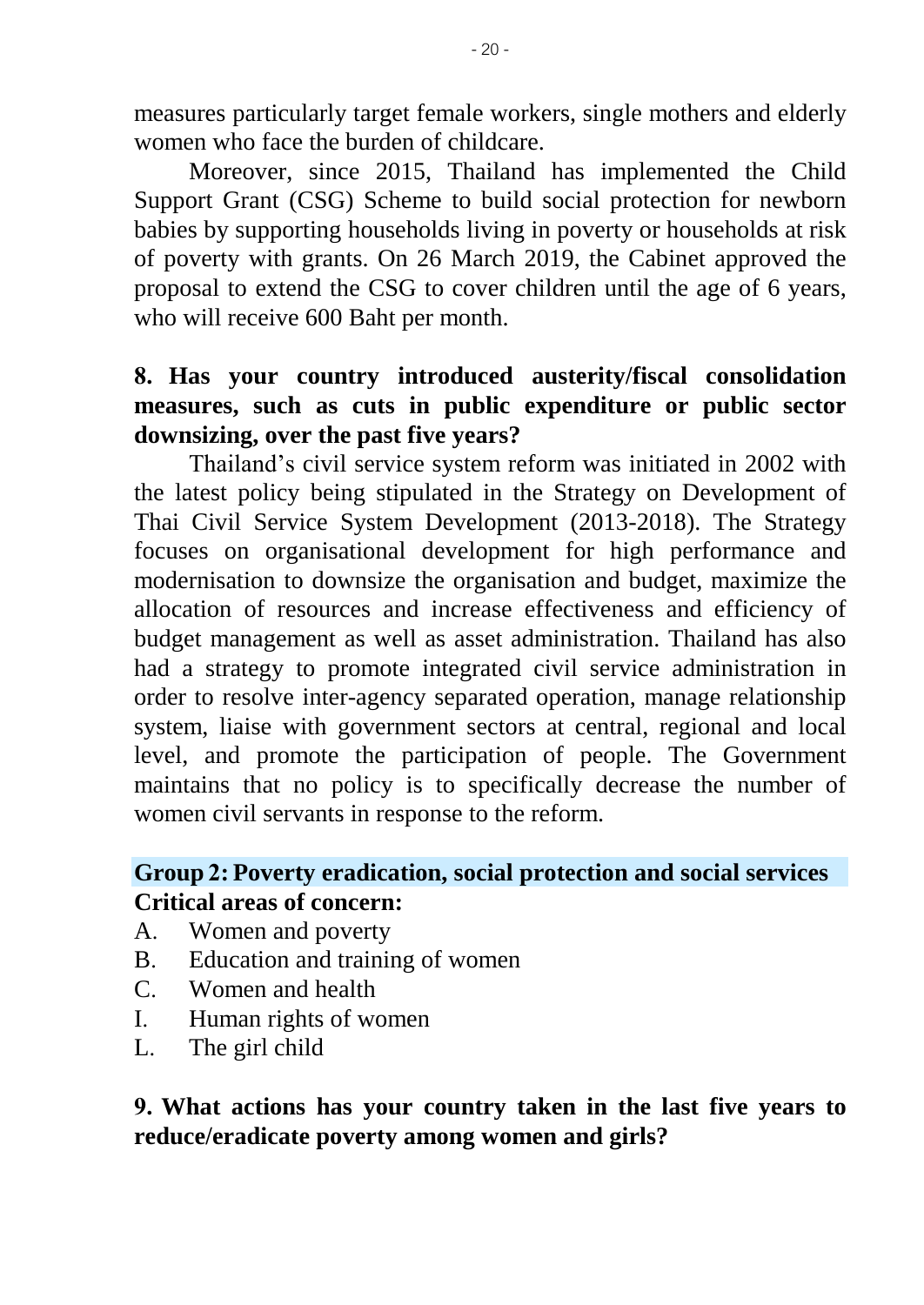measures particularly target female workers, single mothers and elderly women who face the burden of childcare.

Moreover, since 2015, Thailand has implemented the Child Support Grant (CSG) Scheme to build social protection for newborn babies by supporting households living in poverty or households at risk of poverty with grants. On 26 March 2019, the Cabinet approved the proposal to extend the CSG to cover children until the age of 6 years, who will receive 600 Baht per month.

**8. Has your country introduced austerity/fiscal consolidation measures, such as cuts in public expenditure or public sector downsizing, over the past five years?**

Thailand's civil service system reform was initiated in 2002 with the latest policy being stipulated in the Strategy on Development of Thai Civil Service System Development (2013-2018). The Strategy focuses on organisational development for high performance and modernisation to downsize the organisation and budget, maximize the allocation of resources and increase effectiveness and efficiency of budget management as well as asset administration. Thailand has also had a strategy to promote integrated civil service administration in order to resolve inter-agency separated operation, manage relationship system, liaise with government sectors at central, regional and local level, and promote the participation of people. The Government maintains that no policy is to specifically decrease the number of women civil servants in response to the reform.

## Group 2: Poverty eradication, social protection and social services

**Critical areas of concern:**

A. Women and poverty
B. Education and training of women
C. Women and health
I. Human rights of women
L. The girl child

**9. What actions has your country taken in the last five years to reduce/eradicate poverty among women and girls?**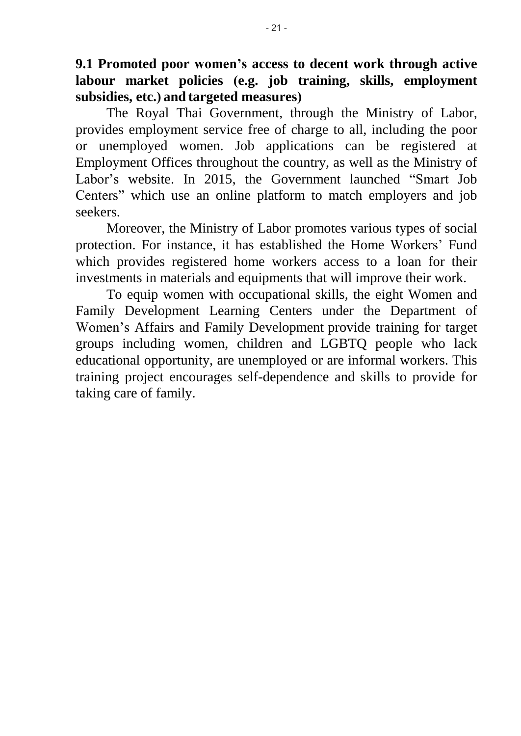**9.1 Promoted poor women's access to decent work through active labour market policies (e.g. job training, skills, employment subsidies, etc.) and targeted measures)**

The Royal Thai Government, through the Ministry of Labor, provides employment service free of charge to all, including the poor or unemployed women. Job applications can be registered at Employment Offices throughout the country, as well as the Ministry of Labor's website. In 2015, the Government launched "Smart Job Centers" which use an online platform to match employers and job seekers.

Moreover, the Ministry of Labor promotes various types of social protection. For instance, it has established the Home Workers' Fund which provides registered home workers access to a loan for their investments in materials and equipments that will improve their work.

To equip women with occupational skills, the eight Women and Family Development Learning Centers under the Department of Women's Affairs and Family Development provide training for target groups including women, children and LGBTQ people who lack educational opportunity, are unemployed or are informal workers. This training project encourages self-dependence and skills to provide for taking care of family.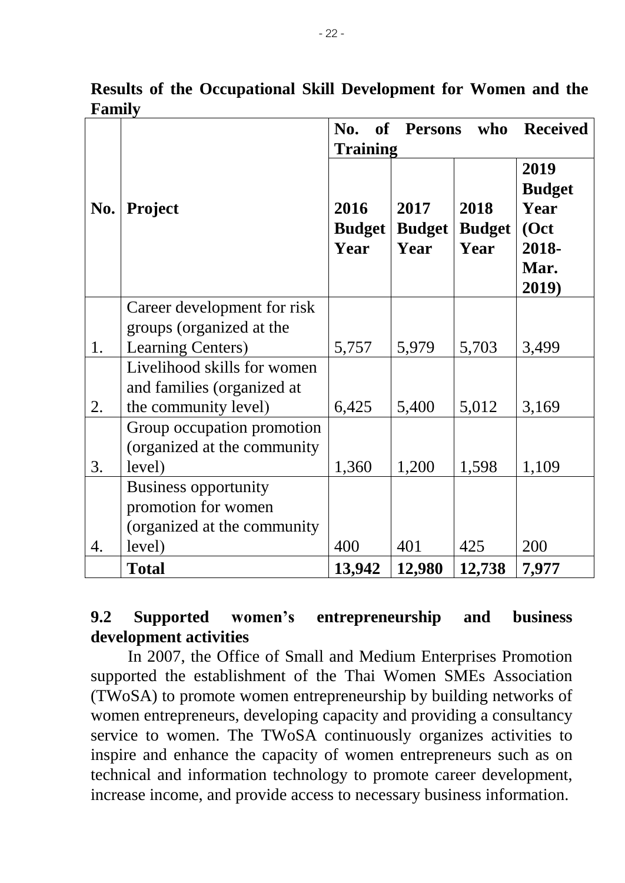**Results of the Occupational Skill Development for Women and the Family**

| No. | Project | No. of Persons who Received Training | | | |
|---|---|---|---|---|---|
| | | 2016 Budget Year | 2017 Budget Year | 2018 Budget Year | 2019 Budget Year (Oct 2018-Mar. 2019) |
| 1. | Career development for risk groups (organized at the Learning Centers) | 5,757 | 5,979 | 5,703 | 3,499 |
| 2. | Livelihood skills for women and families (organized at the community level) | 6,425 | 5,400 | 5,012 | 3,169 |
| 3. | Group occupation promotion (organized at the community level) | 1,360 | 1,200 | 1,598 | 1,109 |
| 4. | Business opportunity promotion for women (organized at the community level) | 400 | 401 | 425 | 200 |
| | **Total** | **13,942** | **12,980** | **12,738** | **7,977** |

**9.2 Supported women's entrepreneurship and business development activities**

In 2007, the Office of Small and Medium Enterprises Promotion supported the establishment of the Thai Women SMEs Association (TWoSA) to promote women entrepreneurship by building networks of women entrepreneurs, developing capacity and providing a consultancy service to women. The TWoSA continuously organizes activities to inspire and enhance the capacity of women entrepreneurs such as on technical and information technology to promote career development, increase income, and provide access to necessary business information.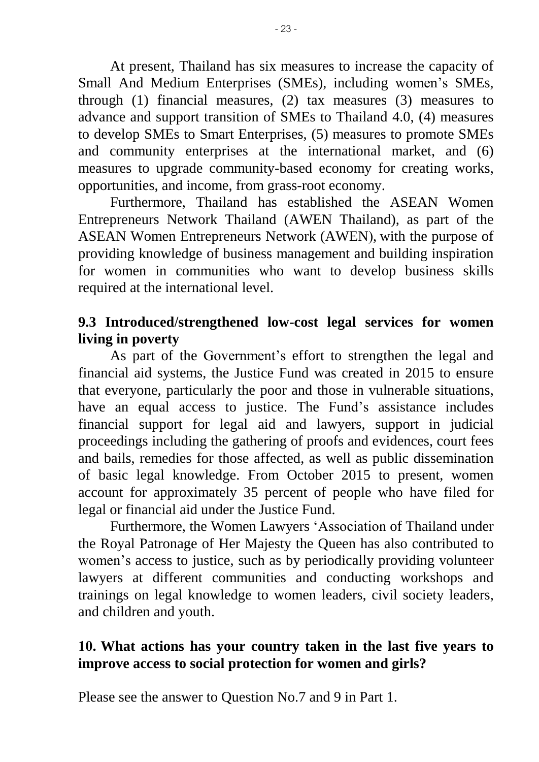At present, Thailand has six measures to increase the capacity of Small And Medium Enterprises (SMEs), including women's SMEs, through (1) financial measures, (2) tax measures (3) measures to advance and support transition of SMEs to Thailand 4.0, (4) measures to develop SMEs to Smart Enterprises, (5) measures to promote SMEs and community enterprises at the international market, and (6) measures to upgrade community-based economy for creating works, opportunities, and income, from grass-root economy.

Furthermore, Thailand has established the ASEAN Women Entrepreneurs Network Thailand (AWEN Thailand), as part of the ASEAN Women Entrepreneurs Network (AWEN), with the purpose of providing knowledge of business management and building inspiration for women in communities who want to develop business skills required at the international level.

### 9.3 Introduced/strengthened low-cost legal services for women living in poverty

As part of the Government's effort to strengthen the legal and financial aid systems, the Justice Fund was created in 2015 to ensure that everyone, particularly the poor and those in vulnerable situations, have an equal access to justice. The Fund's assistance includes financial support for legal aid and lawyers, support in judicial proceedings including the gathering of proofs and evidences, court fees and bails, remedies for those affected, as well as public dissemination of basic legal knowledge. From October 2015 to present, women account for approximately 35 percent of people who have filed for legal or financial aid under the Justice Fund.

Furthermore, the Women Lawyers 'Association of Thailand under the Royal Patronage of Her Majesty the Queen has also contributed to women's access to justice, such as by periodically providing volunteer lawyers at different communities and conducting workshops and trainings on legal knowledge to women leaders, civil society leaders, and children and youth.

## 10. What actions has your country taken in the last five years to improve access to social protection for women and girls?

Please see the answer to Question No.7 and 9 in Part 1.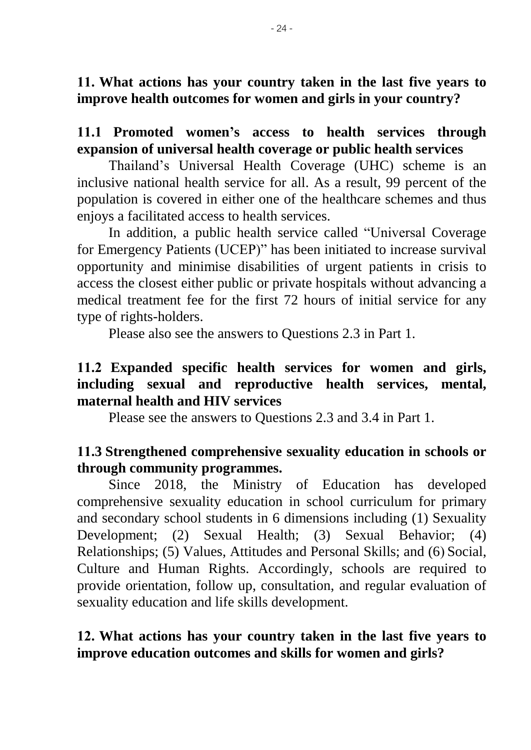## 11. What actions has your country taken in the last five years to improve health outcomes for women and girls in your country?

### 11.1 Promoted women's access to health services through expansion of universal health coverage or public health services

Thailand's Universal Health Coverage (UHC) scheme is an inclusive national health service for all. As a result, 99 percent of the population is covered in either one of the healthcare schemes and thus enjoys a facilitated access to health services.

In addition, a public health service called "Universal Coverage for Emergency Patients (UCEP)" has been initiated to increase survival opportunity and minimise disabilities of urgent patients in crisis to access the closest either public or private hospitals without advancing a medical treatment fee for the first 72 hours of initial service for any type of rights-holders.

Please also see the answers to Questions 2.3 in Part 1.

### 11.2 Expanded specific health services for women and girls, including sexual and reproductive health services, mental, maternal health and HIV services

Please see the answers to Questions 2.3 and 3.4 in Part 1.

### 11.3 Strengthened comprehensive sexuality education in schools or through community programmes.

Since 2018, the Ministry of Education has developed comprehensive sexuality education in school curriculum for primary and secondary school students in 6 dimensions including (1) Sexuality Development; (2) Sexual Health; (3) Sexual Behavior; (4) Relationships; (5) Values, Attitudes and Personal Skills; and (6) Social, Culture and Human Rights. Accordingly, schools are required to provide orientation, follow up, consultation, and regular evaluation of sexuality education and life skills development.

## 12. What actions has your country taken in the last five years to improve education outcomes and skills for women and girls?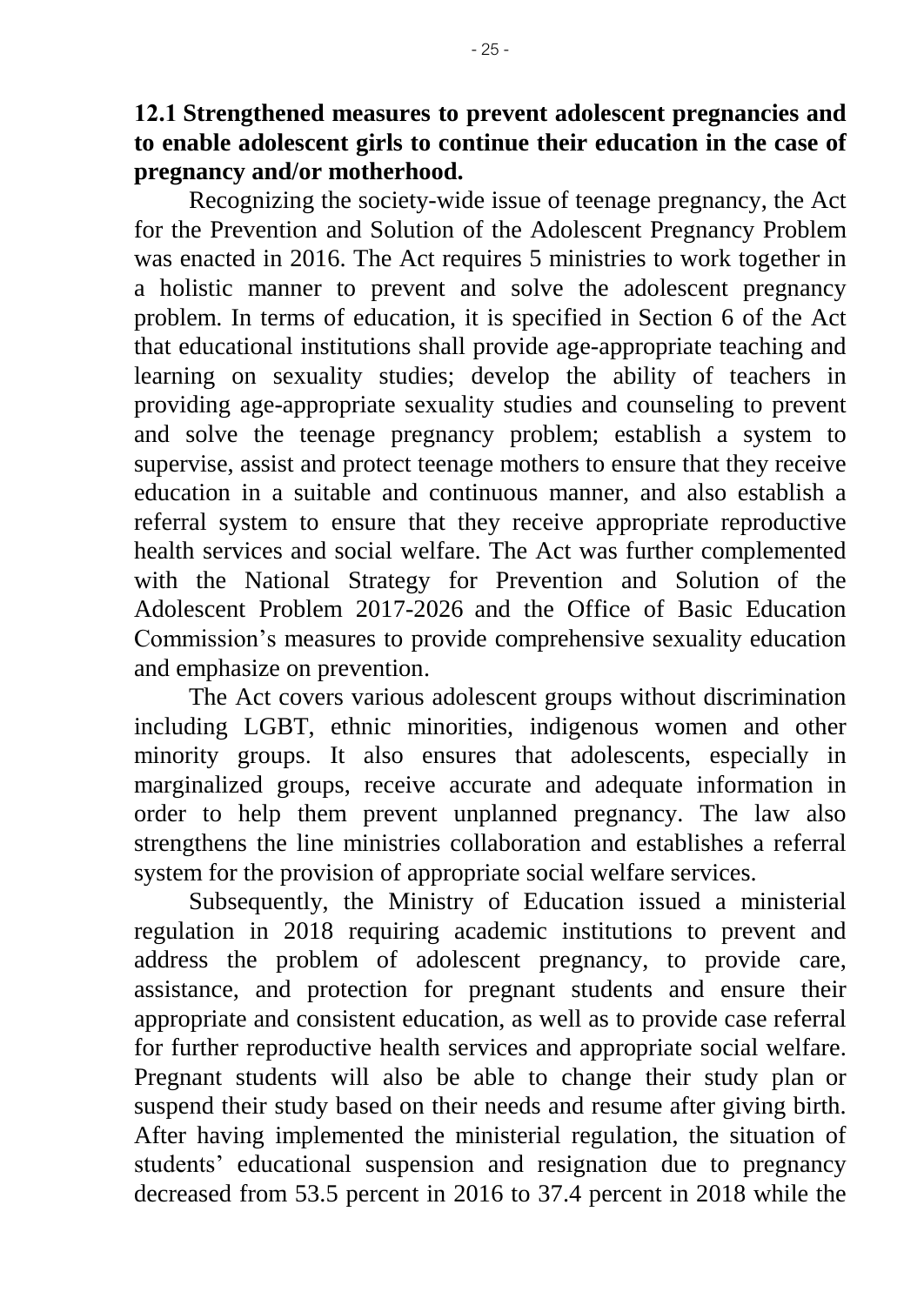**12.1 Strengthened measures to prevent adolescent pregnancies and to enable adolescent girls to continue their education in the case of pregnancy and/or motherhood.**

Recognizing the society-wide issue of teenage pregnancy, the Act for the Prevention and Solution of the Adolescent Pregnancy Problem was enacted in 2016. The Act requires 5 ministries to work together in a holistic manner to prevent and solve the adolescent pregnancy problem. In terms of education, it is specified in Section 6 of the Act that educational institutions shall provide age-appropriate teaching and learning on sexuality studies; develop the ability of teachers in providing age-appropriate sexuality studies and counseling to prevent and solve the teenage pregnancy problem; establish a system to supervise, assist and protect teenage mothers to ensure that they receive education in a suitable and continuous manner, and also establish a referral system to ensure that they receive appropriate reproductive health services and social welfare. The Act was further complemented with the National Strategy for Prevention and Solution of the Adolescent Problem 2017-2026 and the Office of Basic Education Commission's measures to provide comprehensive sexuality education and emphasize on prevention.

The Act covers various adolescent groups without discrimination including LGBT, ethnic minorities, indigenous women and other minority groups. It also ensures that adolescents, especially in marginalized groups, receive accurate and adequate information in order to help them prevent unplanned pregnancy. The law also strengthens the line ministries collaboration and establishes a referral system for the provision of appropriate social welfare services.

Subsequently, the Ministry of Education issued a ministerial regulation in 2018 requiring academic institutions to prevent and address the problem of adolescent pregnancy, to provide care, assistance, and protection for pregnant students and ensure their appropriate and consistent education, as well as to provide case referral for further reproductive health services and appropriate social welfare. Pregnant students will also be able to change their study plan or suspend their study based on their needs and resume after giving birth. After having implemented the ministerial regulation, the situation of students' educational suspension and resignation due to pregnancy decreased from 53.5 percent in 2016 to 37.4 percent in 2018 while the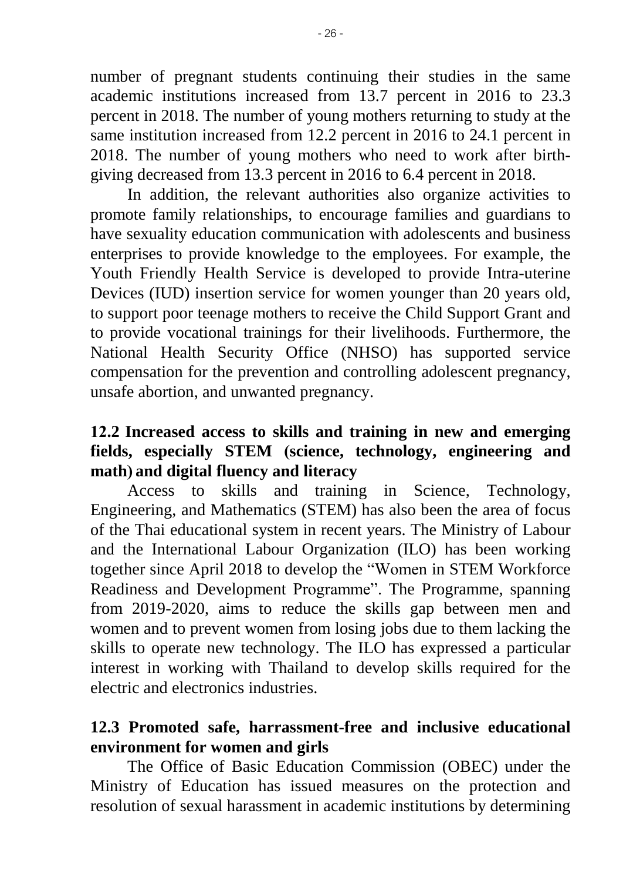number of pregnant students continuing their studies in the same academic institutions increased from 13.7 percent in 2016 to 23.3 percent in 2018. The number of young mothers returning to study at the same institution increased from 12.2 percent in 2016 to 24.1 percent in 2018. The number of young mothers who need to work after birth-giving decreased from 13.3 percent in 2016 to 6.4 percent in 2018.

In addition, the relevant authorities also organize activities to promote family relationships, to encourage families and guardians to have sexuality education communication with adolescents and business enterprises to provide knowledge to the employees. For example, the Youth Friendly Health Service is developed to provide Intra-uterine Devices (IUD) insertion service for women younger than 20 years old, to support poor teenage mothers to receive the Child Support Grant and to provide vocational trainings for their livelihoods. Furthermore, the National Health Security Office (NHSO) has supported service compensation for the prevention and controlling adolescent pregnancy, unsafe abortion, and unwanted pregnancy.

### 12.2 Increased access to skills and training in new and emerging fields, especially STEM (science, technology, engineering and math) and digital fluency and literacy

Access to skills and training in Science, Technology, Engineering, and Mathematics (STEM) has also been the area of focus of the Thai educational system in recent years. The Ministry of Labour and the International Labour Organization (ILO) has been working together since April 2018 to develop the "Women in STEM Workforce Readiness and Development Programme". The Programme, spanning from 2019-2020, aims to reduce the skills gap between men and women and to prevent women from losing jobs due to them lacking the skills to operate new technology. The ILO has expressed a particular interest in working with Thailand to develop skills required for the electric and electronics industries.

### 12.3 Promoted safe, harrassment-free and inclusive educational environment for women and girls

The Office of Basic Education Commission (OBEC) under the Ministry of Education has issued measures on the protection and resolution of sexual harassment in academic institutions by determining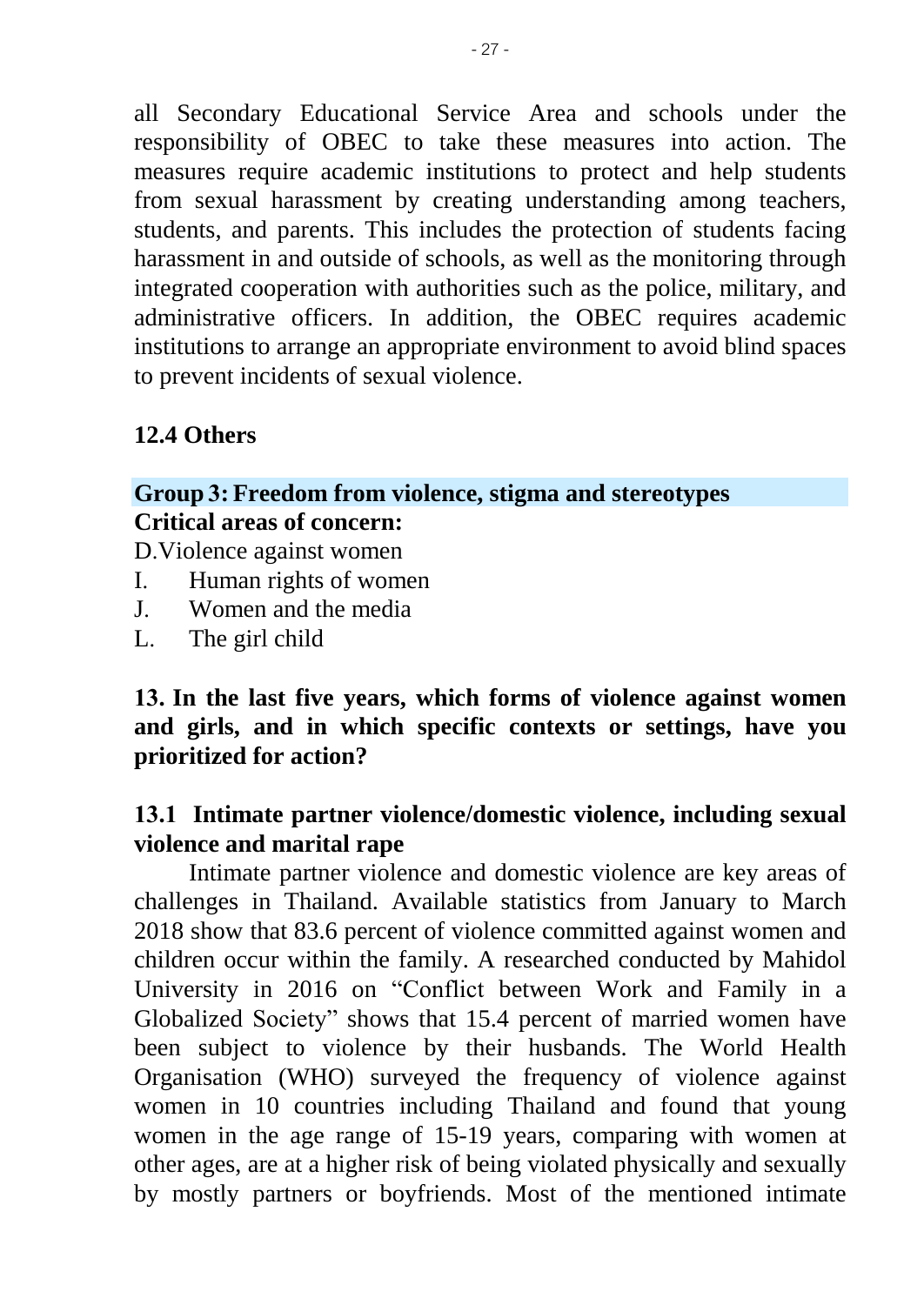all Secondary Educational Service Area and schools under the responsibility of OBEC to take these measures into action. The measures require academic institutions to protect and help students from sexual harassment by creating understanding among teachers, students, and parents. This includes the protection of students facing harassment in and outside of schools, as well as the monitoring through integrated cooperation with authorities such as the police, military, and administrative officers. In addition, the OBEC requires academic institutions to arrange an appropriate environment to avoid blind spaces to prevent incidents of sexual violence.

### 12.4 Others

## Group 3: Freedom from violence, stigma and stereotypes

**Critical areas of concern:**

D.Violence against women

I. Human rights of women

J. Women and the media

L. The girl child

### 13. In the last five years, which forms of violence against women and girls, and in which specific contexts or settings, have you prioritized for action?

### 13.1 Intimate partner violence/domestic violence, including sexual violence and marital rape

Intimate partner violence and domestic violence are key areas of challenges in Thailand. Available statistics from January to March 2018 show that 83.6 percent of violence committed against women and children occur within the family. A researched conducted by Mahidol University in 2016 on "Conflict between Work and Family in a Globalized Society" shows that 15.4 percent of married women have been subject to violence by their husbands. The World Health Organisation (WHO) surveyed the frequency of violence against women in 10 countries including Thailand and found that young women in the age range of 15-19 years, comparing with women at other ages, are at a higher risk of being violated physically and sexually by mostly partners or boyfriends. Most of the mentioned intimate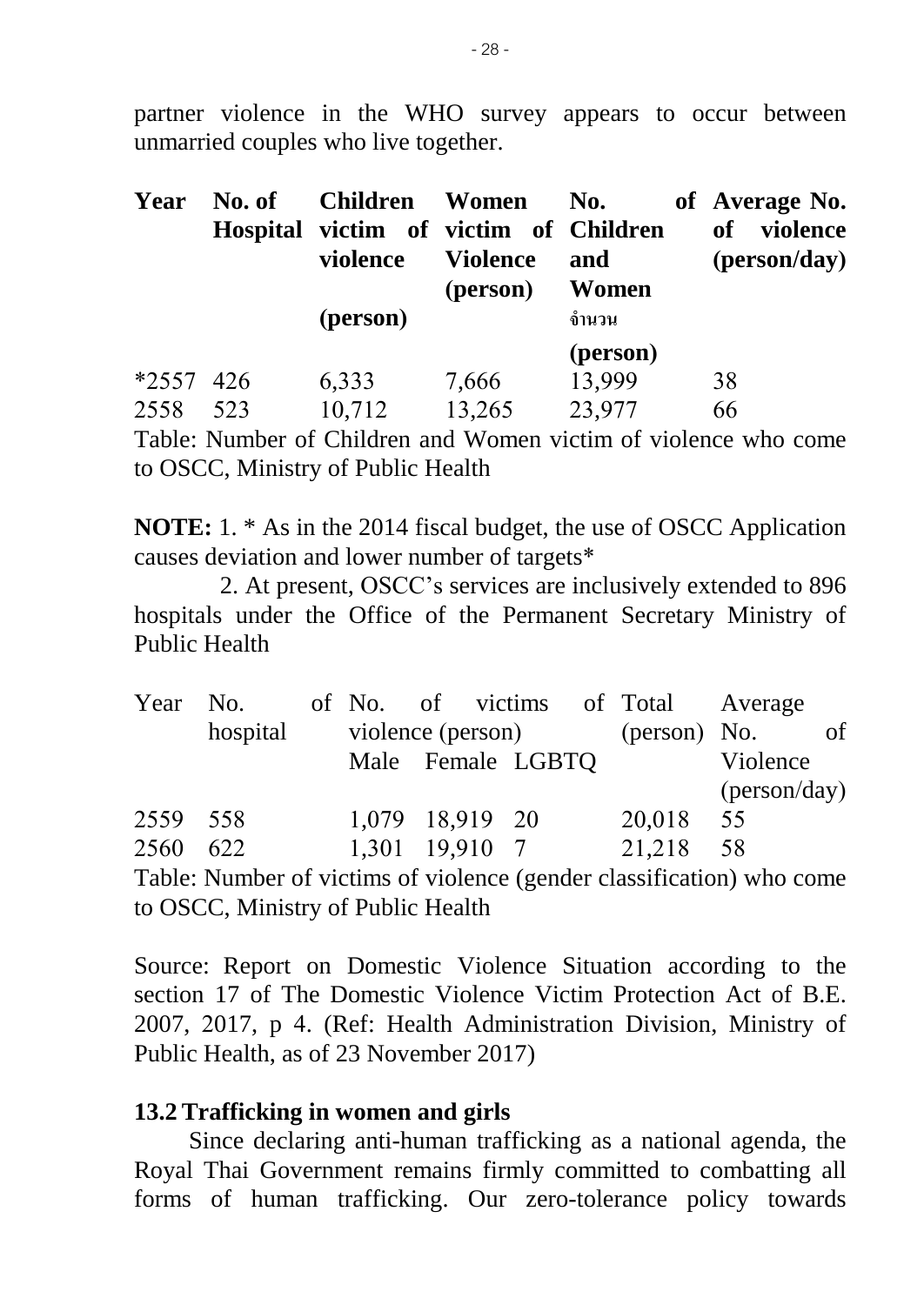partner violence in the WHO survey appears to occur between unmarried couples who live together.

| Year | No. of Hospital | Children victim of violence (person) | Women victim of Violence (person) | No. of Children and Women จำนวน (person) | Average No. of violence (person/day) |
|---|---|---|---|---|---|
| *2557 | 426 | 6,333 | 7,666 | 13,999 | 38 |
| 2558 | 523 | 10,712 | 13,265 | 23,977 | 66 |

Table: Number of Children and Women victim of violence who come to OSCC, Ministry of Public Health

**NOTE:** 1. * As in the 2014 fiscal budget, the use of OSCC Application causes deviation and lower number of targets*

2. At present, OSCC's services are inclusively extended to 896 hospitals under the Office of the Permanent Secretary Ministry of Public Health

| Year | No. of hospital | No. of victims of violence (person) | | | Total (person) | Average No. of Violence (person/day) |
|---|---|---|---|---|---|---|
| | | Male | Female | LGBTQ | | |
| 2559 | 558 | 1,079 | 18,919 | 20 | 20,018 | 55 |
| 2560 | 622 | 1,301 | 19,910 | 7 | 21,218 | 58 |

Table: Number of victims of violence (gender classification) who come to OSCC, Ministry of Public Health

Source: Report on Domestic Violence Situation according to the section 17 of The Domestic Violence Victim Protection Act of B.E. 2007, 2017, p 4. (Ref: Health Administration Division, Ministry of Public Health, as of 23 November 2017)

## 13.2 Trafficking in women and girls

Since declaring anti-human trafficking as a national agenda, the Royal Thai Government remains firmly committed to combatting all forms of human trafficking. Our zero-tolerance policy towards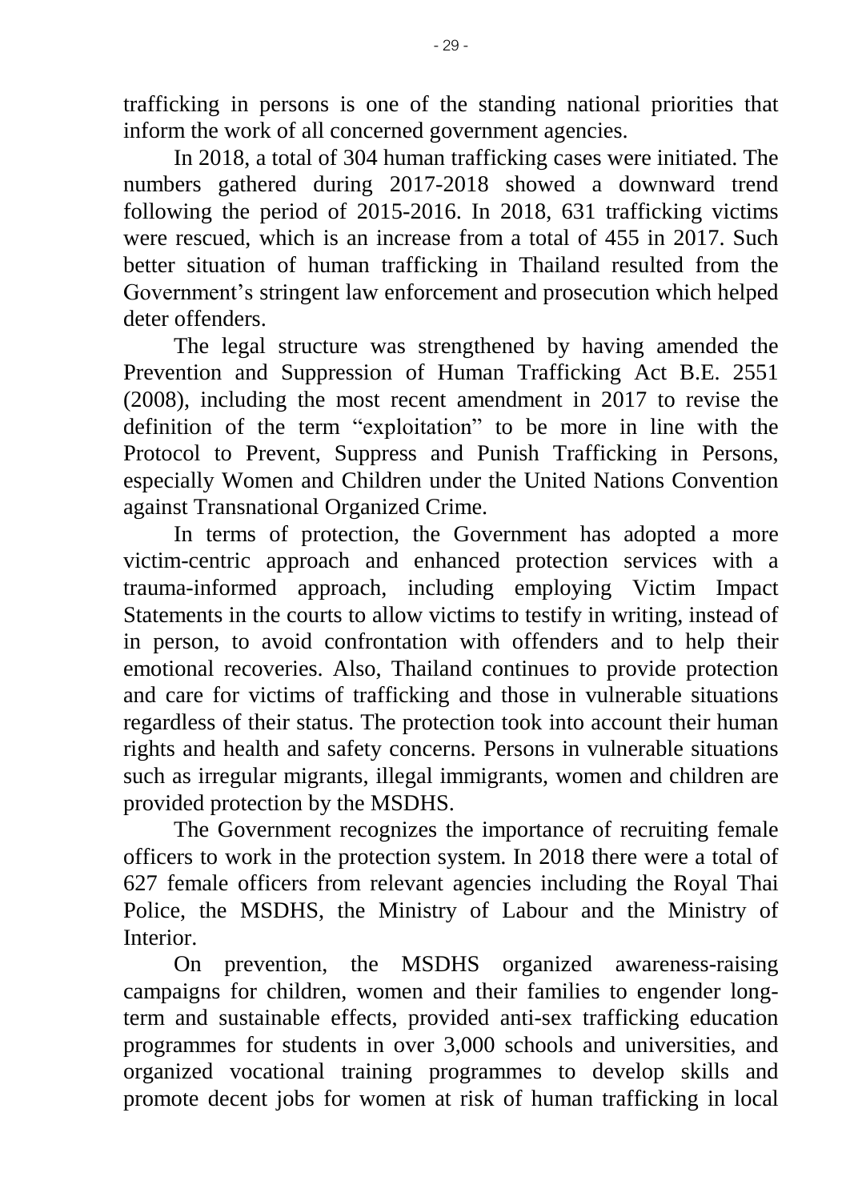trafficking in persons is one of the standing national priorities that inform the work of all concerned government agencies.

In 2018, a total of 304 human trafficking cases were initiated. The numbers gathered during 2017-2018 showed a downward trend following the period of 2015-2016. In 2018, 631 trafficking victims were rescued, which is an increase from a total of 455 in 2017. Such better situation of human trafficking in Thailand resulted from the Government's stringent law enforcement and prosecution which helped deter offenders.

The legal structure was strengthened by having amended the Prevention and Suppression of Human Trafficking Act B.E. 2551 (2008), including the most recent amendment in 2017 to revise the definition of the term "exploitation" to be more in line with the Protocol to Prevent, Suppress and Punish Trafficking in Persons, especially Women and Children under the United Nations Convention against Transnational Organized Crime.

In terms of protection, the Government has adopted a more victim-centric approach and enhanced protection services with a trauma-informed approach, including employing Victim Impact Statements in the courts to allow victims to testify in writing, instead of in person, to avoid confrontation with offenders and to help their emotional recoveries. Also, Thailand continues to provide protection and care for victims of trafficking and those in vulnerable situations regardless of their status. The protection took into account their human rights and health and safety concerns. Persons in vulnerable situations such as irregular migrants, illegal immigrants, women and children are provided protection by the MSDHS.

The Government recognizes the importance of recruiting female officers to work in the protection system. In 2018 there were a total of 627 female officers from relevant agencies including the Royal Thai Police, the MSDHS, the Ministry of Labour and the Ministry of Interior.

On prevention, the MSDHS organized awareness-raising campaigns for children, women and their families to engender long-term and sustainable effects, provided anti-sex trafficking education programmes for students in over 3,000 schools and universities, and organized vocational training programmes to develop skills and promote decent jobs for women at risk of human trafficking in local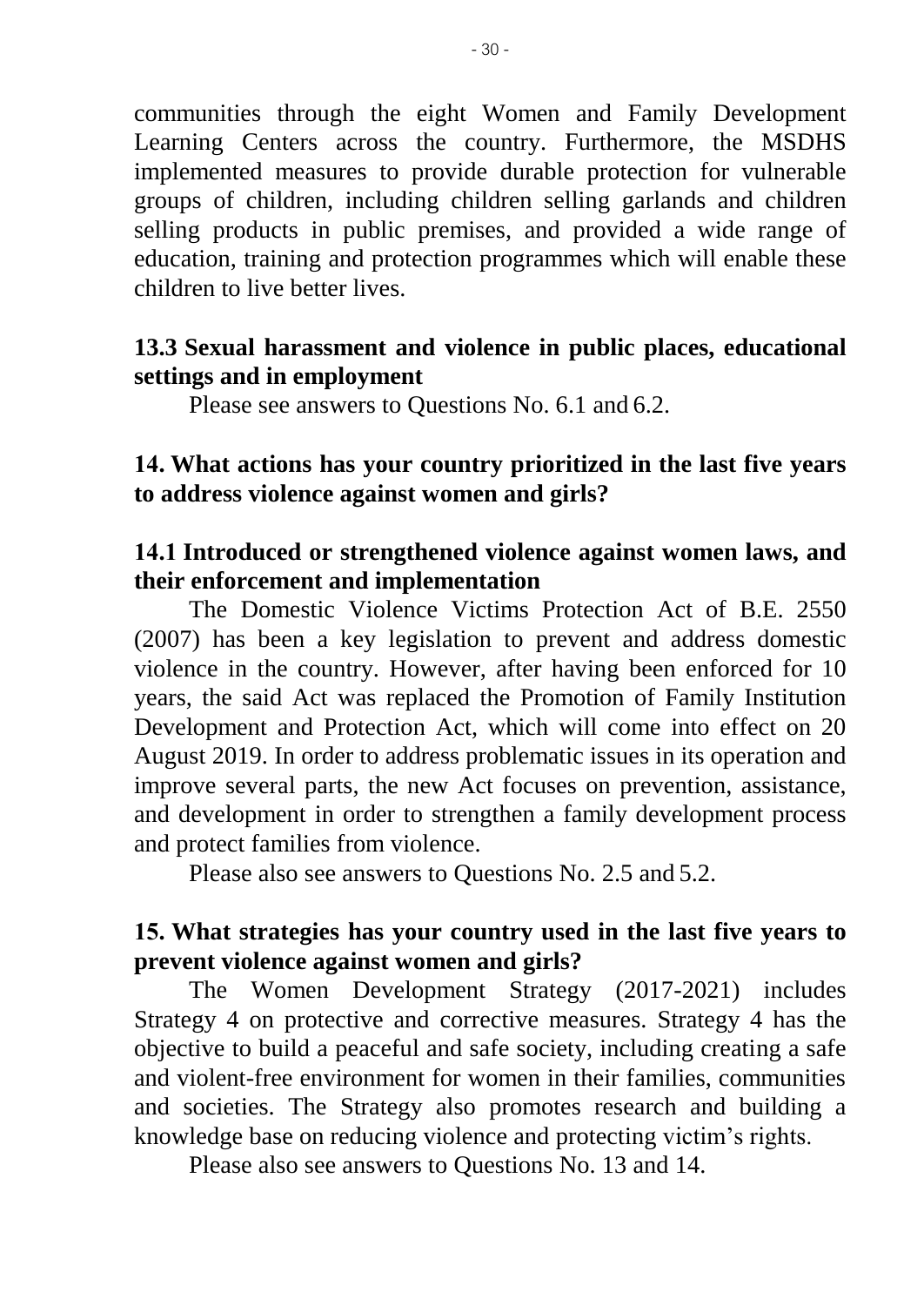communities through the eight Women and Family Development Learning Centers across the country. Furthermore, the MSDHS implemented measures to provide durable protection for vulnerable groups of children, including children selling garlands and children selling products in public premises, and provided a wide range of education, training and protection programmes which will enable these children to live better lives.

### 13.3 Sexual harassment and violence in public places, educational settings and in employment

Please see answers to Questions No. 6.1 and 6.2.

## 14. What actions has your country prioritized in the last five years to address violence against women and girls?

### 14.1 Introduced or strengthened violence against women laws, and their enforcement and implementation

The Domestic Violence Victims Protection Act of B.E. 2550 (2007) has been a key legislation to prevent and address domestic violence in the country. However, after having been enforced for 10 years, the said Act was replaced the Promotion of Family Institution Development and Protection Act, which will come into effect on 20 August 2019. In order to address problematic issues in its operation and improve several parts, the new Act focuses on prevention, assistance, and development in order to strengthen a family development process and protect families from violence.

Please also see answers to Questions No. 2.5 and 5.2.

## 15. What strategies has your country used in the last five years to prevent violence against women and girls?

The Women Development Strategy (2017-2021) includes Strategy 4 on protective and corrective measures. Strategy 4 has the objective to build a peaceful and safe society, including creating a safe and violent-free environment for women in their families, communities and societies. The Strategy also promotes research and building a knowledge base on reducing violence and protecting victim's rights.

Please also see answers to Questions No. 13 and 14.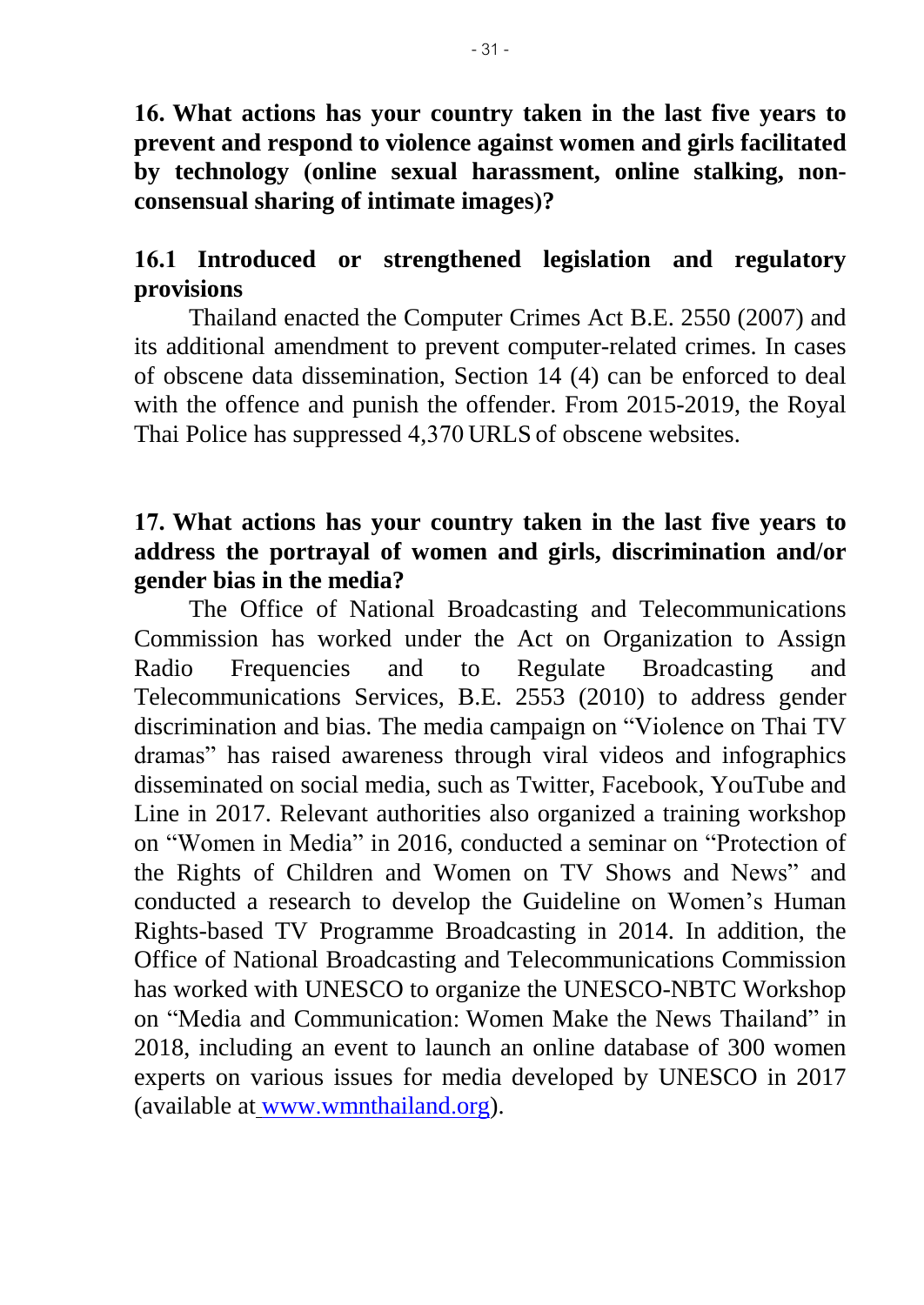**16. What actions has your country taken in the last five years to prevent and respond to violence against women and girls facilitated by technology (online sexual harassment, online stalking, non-consensual sharing of intimate images)?**

**16.1 Introduced or strengthened legislation and regulatory provisions**

Thailand enacted the Computer Crimes Act B.E. 2550 (2007) and its additional amendment to prevent computer-related crimes. In cases of obscene data dissemination, Section 14 (4) can be enforced to deal with the offence and punish the offender. From 2015-2019, the Royal Thai Police has suppressed 4,370 URLS of obscene websites.

**17. What actions has your country taken in the last five years to address the portrayal of women and girls, discrimination and/or gender bias in the media?**

The Office of National Broadcasting and Telecommunications Commission has worked under the Act on Organization to Assign Radio Frequencies and to Regulate Broadcasting and Telecommunications Services, B.E. 2553 (2010) to address gender discrimination and bias. The media campaign on "Violence on Thai TV dramas" has raised awareness through viral videos and infographics disseminated on social media, such as Twitter, Facebook, YouTube and Line in 2017. Relevant authorities also organized a training workshop on "Women in Media" in 2016, conducted a seminar on "Protection of the Rights of Children and Women on TV Shows and News" and conducted a research to develop the Guideline on Women's Human Rights-based TV Programme Broadcasting in 2014. In addition, the Office of National Broadcasting and Telecommunications Commission has worked with UNESCO to organize the UNESCO-NBTC Workshop on "Media and Communication: Women Make the News Thailand" in 2018, including an event to launch an online database of 300 women experts on various issues for media developed by UNESCO in 2017 (available at [www.wmnthailand.org](http://www.wmnthailand.org)).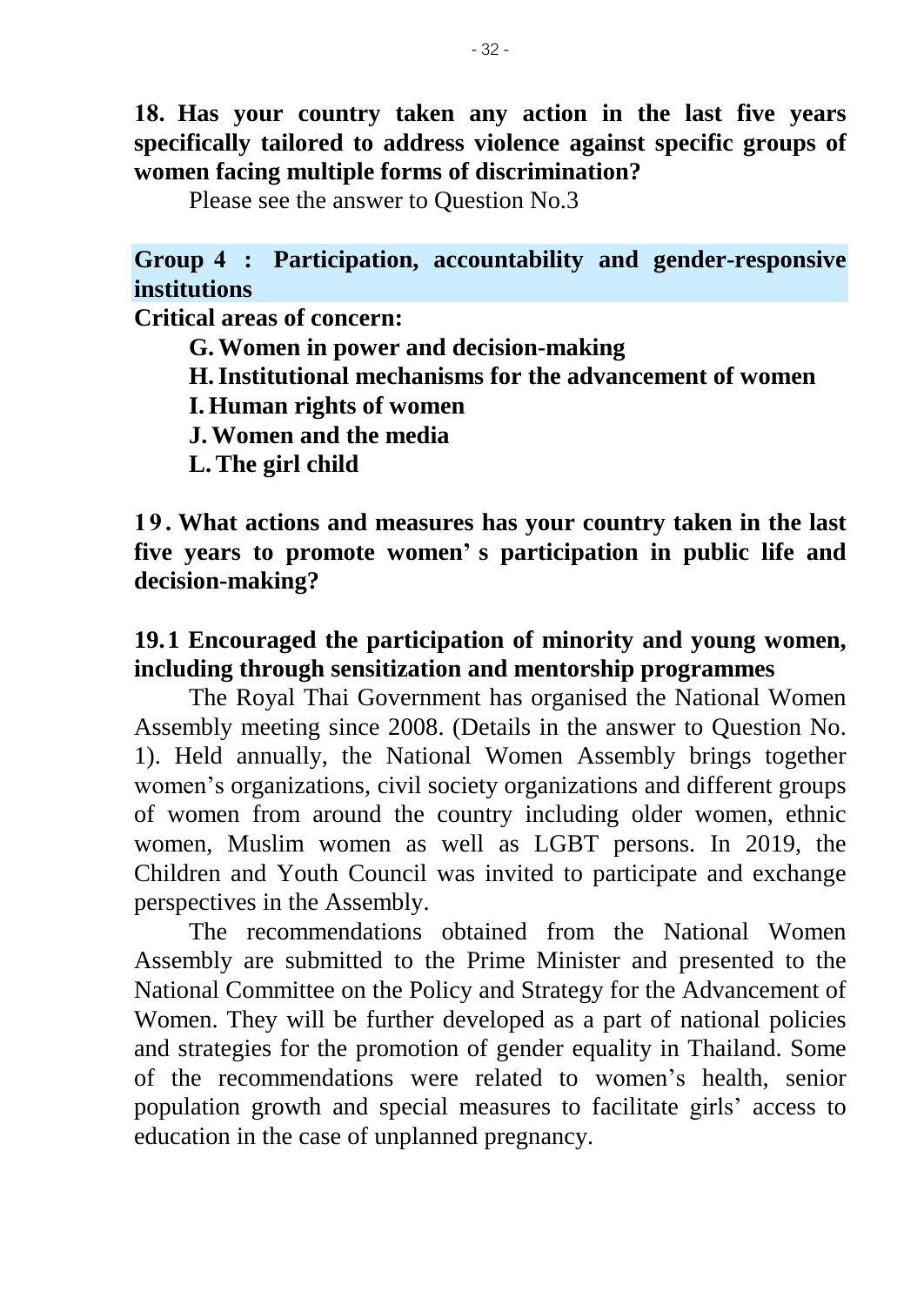**18. Has your country taken any action in the last five years specifically tailored to address violence against specific groups of women facing multiple forms of discrimination?**

Please see the answer to Question No.3

## Group 4 : Participation, accountability and gender-responsive institutions

**Critical areas of concern:**

- **G. Women in power and decision-making**
- **H. Institutional mechanisms for the advancement of women**
- **I. Human rights of women**
- **J. Women and the media**
- **L. The girl child**

**19. What actions and measures has your country taken in the last five years to promote women's participation in public life and decision-making?**

### 19.1 Encouraged the participation of minority and young women, including through sensitization and mentorship programmes

The Royal Thai Government has organised the National Women Assembly meeting since 2008. (Details in the answer to Question No. 1). Held annually, the National Women Assembly brings together women's organizations, civil society organizations and different groups of women from around the country including older women, ethnic women, Muslim women as well as LGBT persons. In 2019, the Children and Youth Council was invited to participate and exchange perspectives in the Assembly.

The recommendations obtained from the National Women Assembly are submitted to the Prime Minister and presented to the National Committee on the Policy and Strategy for the Advancement of Women. They will be further developed as a part of national policies and strategies for the promotion of gender equality in Thailand. Some of the recommendations were related to women's health, senior population growth and special measures to facilitate girls' access to education in the case of unplanned pregnancy.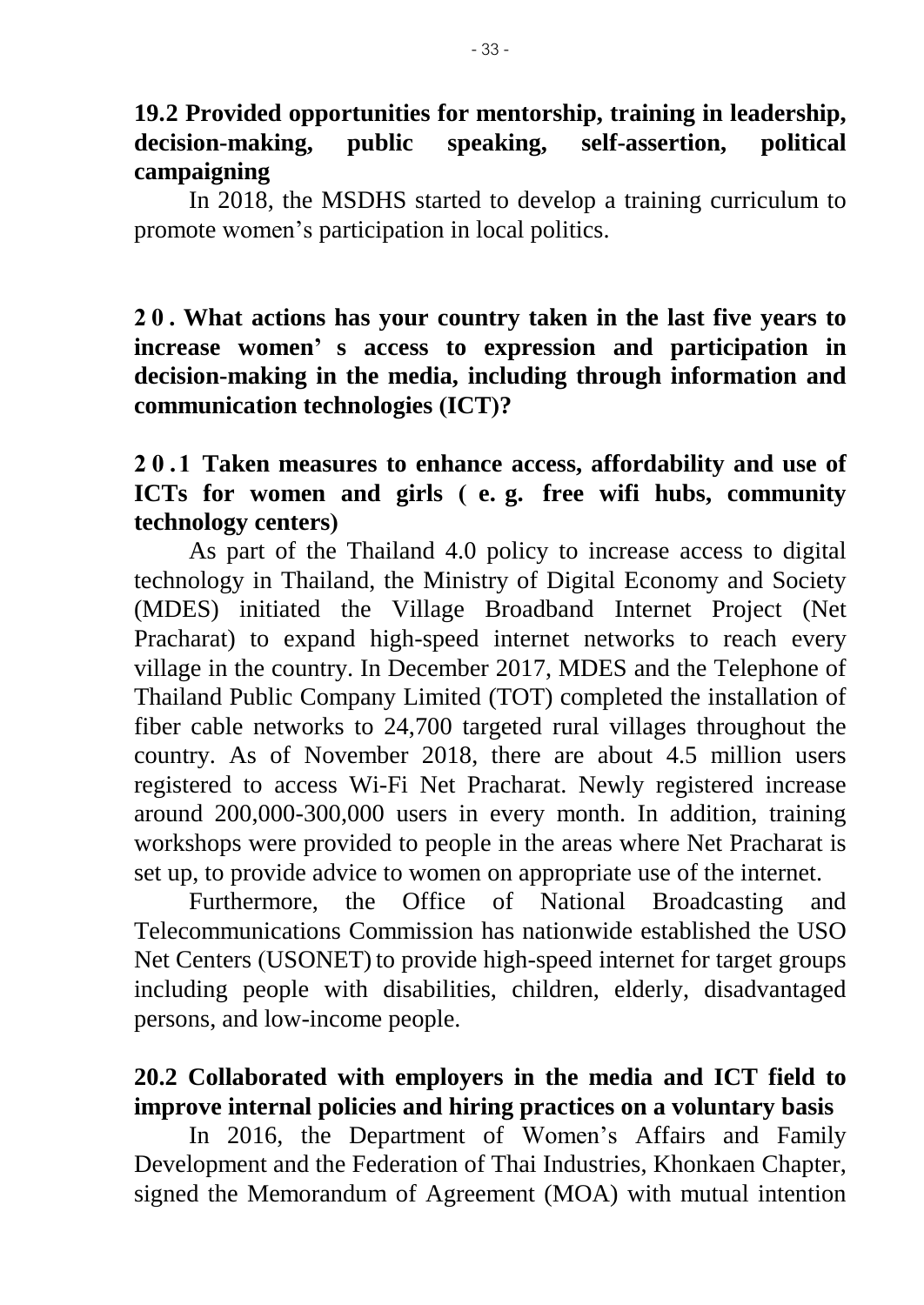**19.2 Provided opportunities for mentorship, training in leadership, decision-making, public speaking, self-assertion, political campaigning**

In 2018, the MSDHS started to develop a training curriculum to promote women's participation in local politics.

**20. What actions has your country taken in the last five years to increase women's access to expression and participation in decision-making in the media, including through information and communication technologies (ICT)?**

**20.1 Taken measures to enhance access, affordability and use of ICTs for women and girls (e.g. free wifi hubs, community technology centers)**

As part of the Thailand 4.0 policy to increase access to digital technology in Thailand, the Ministry of Digital Economy and Society (MDES) initiated the Village Broadband Internet Project (Net Pracharat) to expand high-speed internet networks to reach every village in the country. In December 2017, MDES and the Telephone of Thailand Public Company Limited (TOT) completed the installation of fiber cable networks to 24,700 targeted rural villages throughout the country. As of November 2018, there are about 4.5 million users registered to access Wi-Fi Net Pracharat. Newly registered increase around 200,000-300,000 users in every month. In addition, training workshops were provided to people in the areas where Net Pracharat is set up, to provide advice to women on appropriate use of the internet.

Furthermore, the Office of National Broadcasting and Telecommunications Commission has nationwide established the USO Net Centers (USONET) to provide high-speed internet for target groups including people with disabilities, children, elderly, disadvantaged persons, and low-income people.

**20.2 Collaborated with employers in the media and ICT field to improve internal policies and hiring practices on a voluntary basis**

In 2016, the Department of Women's Affairs and Family Development and the Federation of Thai Industries, Khonkaen Chapter, signed the Memorandum of Agreement (MOA) with mutual intention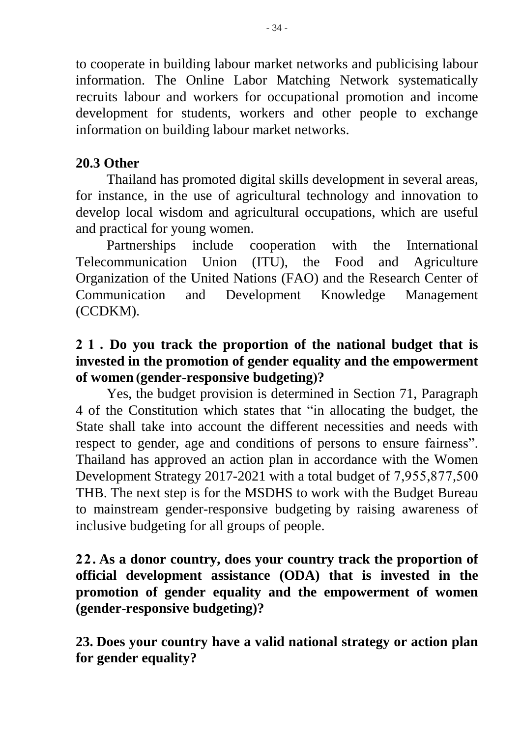to cooperate in building labour market networks and publicising labour information. The Online Labor Matching Network systematically recruits labour and workers for occupational promotion and income development for students, workers and other people to exchange information on building labour market networks.

### 20.3 Other

Thailand has promoted digital skills development in several areas, for instance, in the use of agricultural technology and innovation to develop local wisdom and agricultural occupations, which are useful and practical for young women.

Partnerships include cooperation with the International Telecommunication Union (ITU), the Food and Agriculture Organization of the United Nations (FAO) and the Research Center of Communication and Development Knowledge Management (CCDKM).

## 21. Do you track the proportion of the national budget that is invested in the promotion of gender equality and the empowerment of women (gender-responsive budgeting)?

Yes, the budget provision is determined in Section 71, Paragraph 4 of the Constitution which states that "in allocating the budget, the State shall take into account the different necessities and needs with respect to gender, age and conditions of persons to ensure fairness". Thailand has approved an action plan in accordance with the Women Development Strategy 2017-2021 with a total budget of 7,955,877,500 THB. The next step is for the MSDHS to work with the Budget Bureau to mainstream gender-responsive budgeting by raising awareness of inclusive budgeting for all groups of people.

## 22. As a donor country, does your country track the proportion of official development assistance (ODA) that is invested in the promotion of gender equality and the empowerment of women (gender-responsive budgeting)?

## 23. Does your country have a valid national strategy or action plan for gender equality?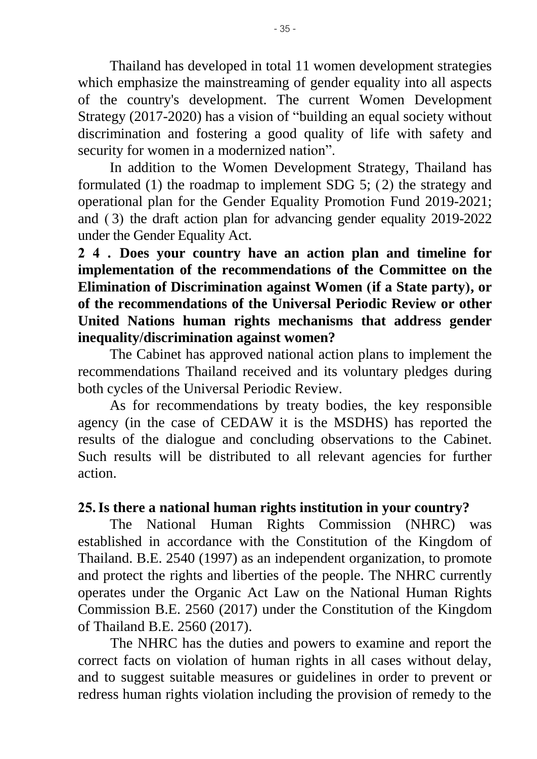Thailand has developed in total 11 women development strategies which emphasize the mainstreaming of gender equality into all aspects of the country's development. The current Women Development Strategy (2017-2020) has a vision of "building an equal society without discrimination and fostering a good quality of life with safety and security for women in a modernized nation".

In addition to the Women Development Strategy, Thailand has formulated (1) the roadmap to implement SDG 5; (2) the strategy and operational plan for the Gender Equality Promotion Fund 2019-2021; and (3) the draft action plan for advancing gender equality 2019-2022 under the Gender Equality Act.

**24. Does your country have an action plan and timeline for implementation of the recommendations of the Committee on the Elimination of Discrimination against Women (if a State party), or of the recommendations of the Universal Periodic Review or other United Nations human rights mechanisms that address gender inequality/discrimination against women?**

The Cabinet has approved national action plans to implement the recommendations Thailand received and its voluntary pledges during both cycles of the Universal Periodic Review.

As for recommendations by treaty bodies, the key responsible agency (in the case of CEDAW it is the MSDHS) has reported the results of the dialogue and concluding observations to the Cabinet. Such results will be distributed to all relevant agencies for further action.

**25. Is there a national human rights institution in your country?**

The National Human Rights Commission (NHRC) was established in accordance with the Constitution of the Kingdom of Thailand. B.E. 2540 (1997) as an independent organization, to promote and protect the rights and liberties of the people. The NHRC currently operates under the Organic Act Law on the National Human Rights Commission B.E. 2560 (2017) under the Constitution of the Kingdom of Thailand B.E. 2560 (2017).

The NHRC has the duties and powers to examine and report the correct facts on violation of human rights in all cases without delay, and to suggest suitable measures or guidelines in order to prevent or redress human rights violation including the provision of remedy to the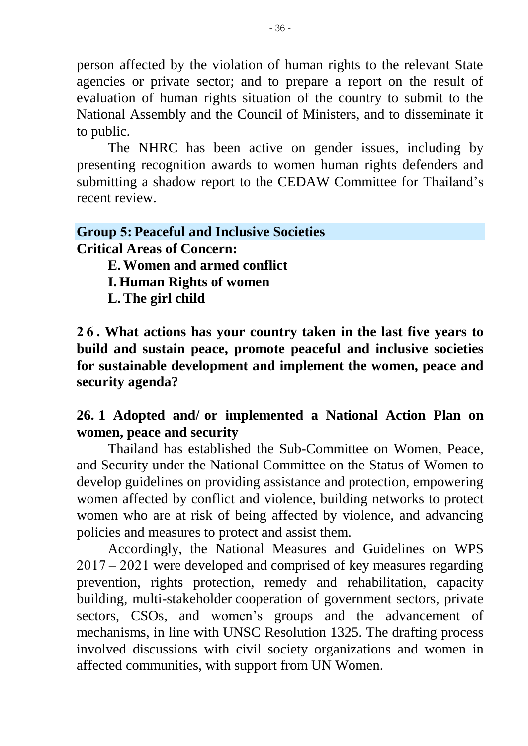person affected by the violation of human rights to the relevant State agencies or private sector; and to prepare a report on the result of evaluation of human rights situation of the country to submit to the National Assembly and the Council of Ministers, and to disseminate it to public.

The NHRC has been active on gender issues, including by presenting recognition awards to women human rights defenders and submitting a shadow report to the CEDAW Committee for Thailand's recent review.

## Group 5: Peaceful and Inclusive Societies

**Critical Areas of Concern:**

- **E. Women and armed conflict**
- **I. Human Rights of women**
- **L. The girl child**

**26. What actions has your country taken in the last five years to build and sustain peace, promote peaceful and inclusive societies for sustainable development and implement the women, peace and security agenda?**

### 26.1 Adopted and/or implemented a National Action Plan on women, peace and security

Thailand has established the Sub-Committee on Women, Peace, and Security under the National Committee on the Status of Women to develop guidelines on providing assistance and protection, empowering women affected by conflict and violence, building networks to protect women who are at risk of being affected by violence, and advancing policies and measures to protect and assist them.

Accordingly, the National Measures and Guidelines on WPS 2017 – 2021 were developed and comprised of key measures regarding prevention, rights protection, remedy and rehabilitation, capacity building, multi-stakeholder cooperation of government sectors, private sectors, CSOs, and women's groups and the advancement of mechanisms, in line with UNSC Resolution 1325. The drafting process involved discussions with civil society organizations and women in affected communities, with support from UN Women.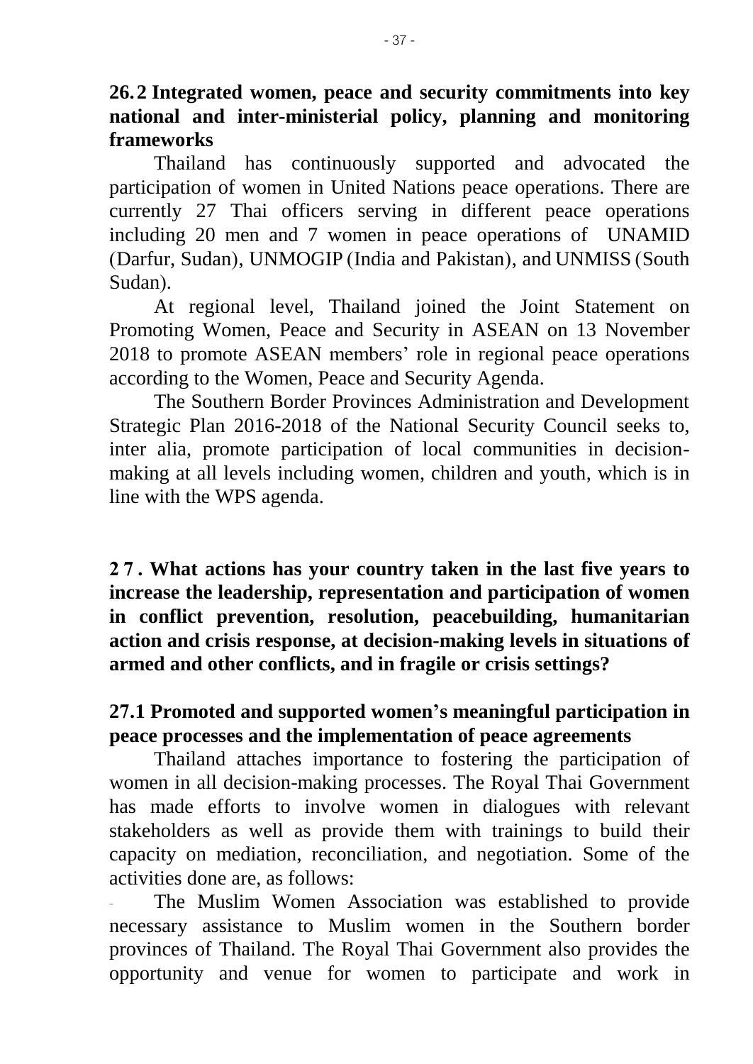**26.2 Integrated women, peace and security commitments into key national and inter-ministerial policy, planning and monitoring frameworks**

Thailand has continuously supported and advocated the participation of women in United Nations peace operations. There are currently 27 Thai officers serving in different peace operations including 20 men and 7 women in peace operations of UNAMID (Darfur, Sudan), UNMOGIP (India and Pakistan), and UNMISS (South Sudan).

At regional level, Thailand joined the Joint Statement on Promoting Women, Peace and Security in ASEAN on 13 November 2018 to promote ASEAN members' role in regional peace operations according to the Women, Peace and Security Agenda.

The Southern Border Provinces Administration and Development Strategic Plan 2016-2018 of the National Security Council seeks to, inter alia, promote participation of local communities in decision-making at all levels including women, children and youth, which is in line with the WPS agenda.

**27. What actions has your country taken in the last five years to increase the leadership, representation and participation of women in conflict prevention, resolution, peacebuilding, humanitarian action and crisis response, at decision-making levels in situations of armed and other conflicts, and in fragile or crisis settings?**

**27.1 Promoted and supported women's meaningful participation in peace processes and the implementation of peace agreements**

Thailand attaches importance to fostering the participation of women in all decision-making processes. The Royal Thai Government has made efforts to involve women in dialogues with relevant stakeholders as well as provide them with trainings to build their capacity on mediation, reconciliation, and negotiation. Some of the activities done are, as follows:

- The Muslim Women Association was established to provide necessary assistance to Muslim women in the Southern border provinces of Thailand. The Royal Thai Government also provides the opportunity and venue for women to participate and work in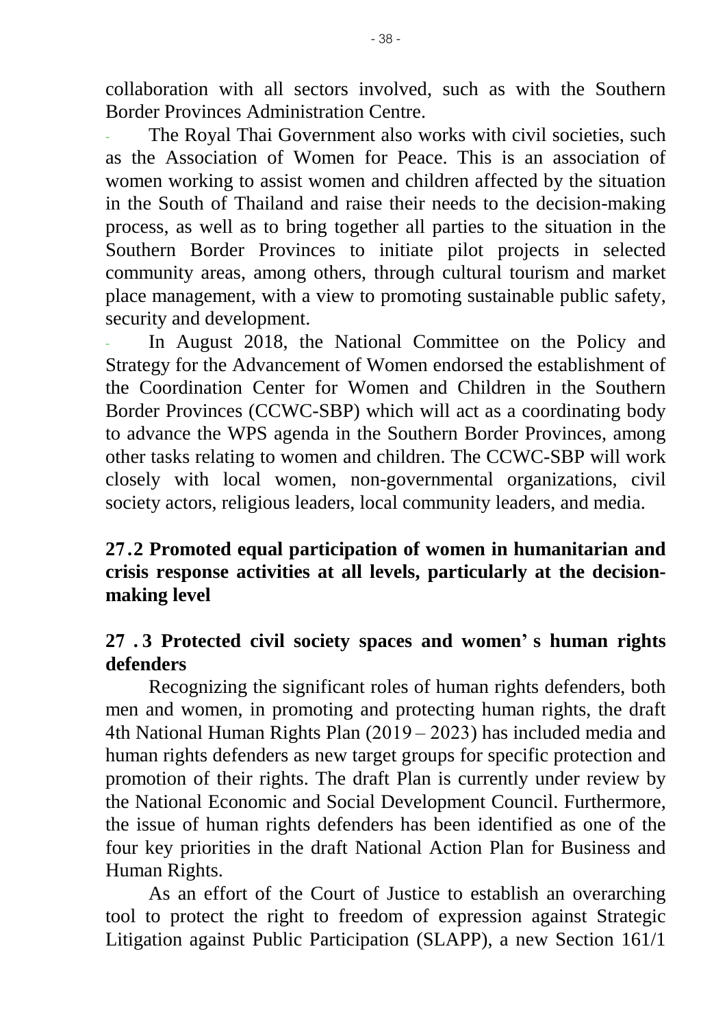collaboration with all sectors involved, such as with the Southern Border Provinces Administration Centre.

- The Royal Thai Government also works with civil societies, such as the Association of Women for Peace. This is an association of women working to assist women and children affected by the situation in the South of Thailand and raise their needs to the decision-making process, as well as to bring together all parties to the situation in the Southern Border Provinces to initiate pilot projects in selected community areas, among others, through cultural tourism and market place management, with a view to promoting sustainable public safety, security and development.
- In August 2018, the National Committee on the Policy and Strategy for the Advancement of Women endorsed the establishment of the Coordination Center for Women and Children in the Southern Border Provinces (CCWC-SBP) which will act as a coordinating body to advance the WPS agenda in the Southern Border Provinces, among other tasks relating to women and children. The CCWC-SBP will work closely with local women, non-governmental organizations, civil society actors, religious leaders, local community leaders, and media.

**27.2 Promoted equal participation of women in humanitarian and crisis response activities at all levels, particularly at the decision-making level**

**27.3 Protected civil society spaces and women's human rights defenders**

Recognizing the significant roles of human rights defenders, both men and women, in promoting and protecting human rights, the draft 4th National Human Rights Plan (2019 – 2023) has included media and human rights defenders as new target groups for specific protection and promotion of their rights. The draft Plan is currently under review by the National Economic and Social Development Council. Furthermore, the issue of human rights defenders has been identified as one of the four key priorities in the draft National Action Plan for Business and Human Rights.

As an effort of the Court of Justice to establish an overarching tool to protect the right to freedom of expression against Strategic Litigation against Public Participation (SLAPP), a new Section 161/1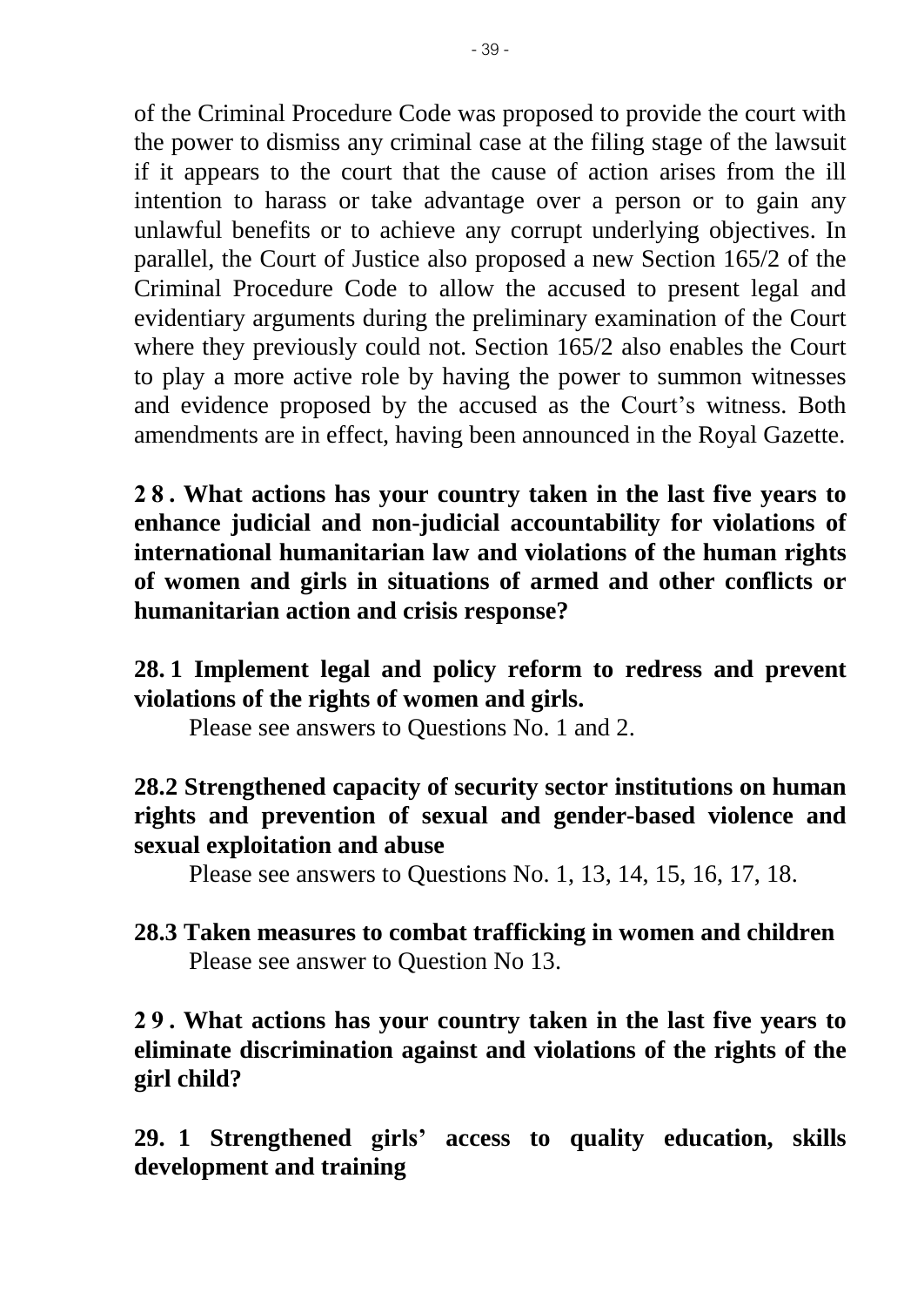of the Criminal Procedure Code was proposed to provide the court with the power to dismiss any criminal case at the filing stage of the lawsuit if it appears to the court that the cause of action arises from the ill intention to harass or take advantage over a person or to gain any unlawful benefits or to achieve any corrupt underlying objectives. In parallel, the Court of Justice also proposed a new Section 165/2 of the Criminal Procedure Code to allow the accused to present legal and evidentiary arguments during the preliminary examination of the Court where they previously could not. Section 165/2 also enables the Court to play a more active role by having the power to summon witnesses and evidence proposed by the accused as the Court's witness. Both amendments are in effect, having been announced in the Royal Gazette.

**28. What actions has your country taken in the last five years to enhance judicial and non-judicial accountability for violations of international humanitarian law and violations of the human rights of women and girls in situations of armed and other conflicts or humanitarian action and crisis response?**

**28.1 Implement legal and policy reform to redress and prevent violations of the rights of women and girls.**

Please see answers to Questions No. 1 and 2.

**28.2 Strengthened capacity of security sector institutions on human rights and prevention of sexual and gender-based violence and sexual exploitation and abuse**

Please see answers to Questions No. 1, 13, 14, 15, 16, 17, 18.

**28.3 Taken measures to combat trafficking in women and children**

Please see answer to Question No 13.

**29. What actions has your country taken in the last five years to eliminate discrimination against and violations of the rights of the girl child?**

**29.1 Strengthened girls' access to quality education, skills development and training**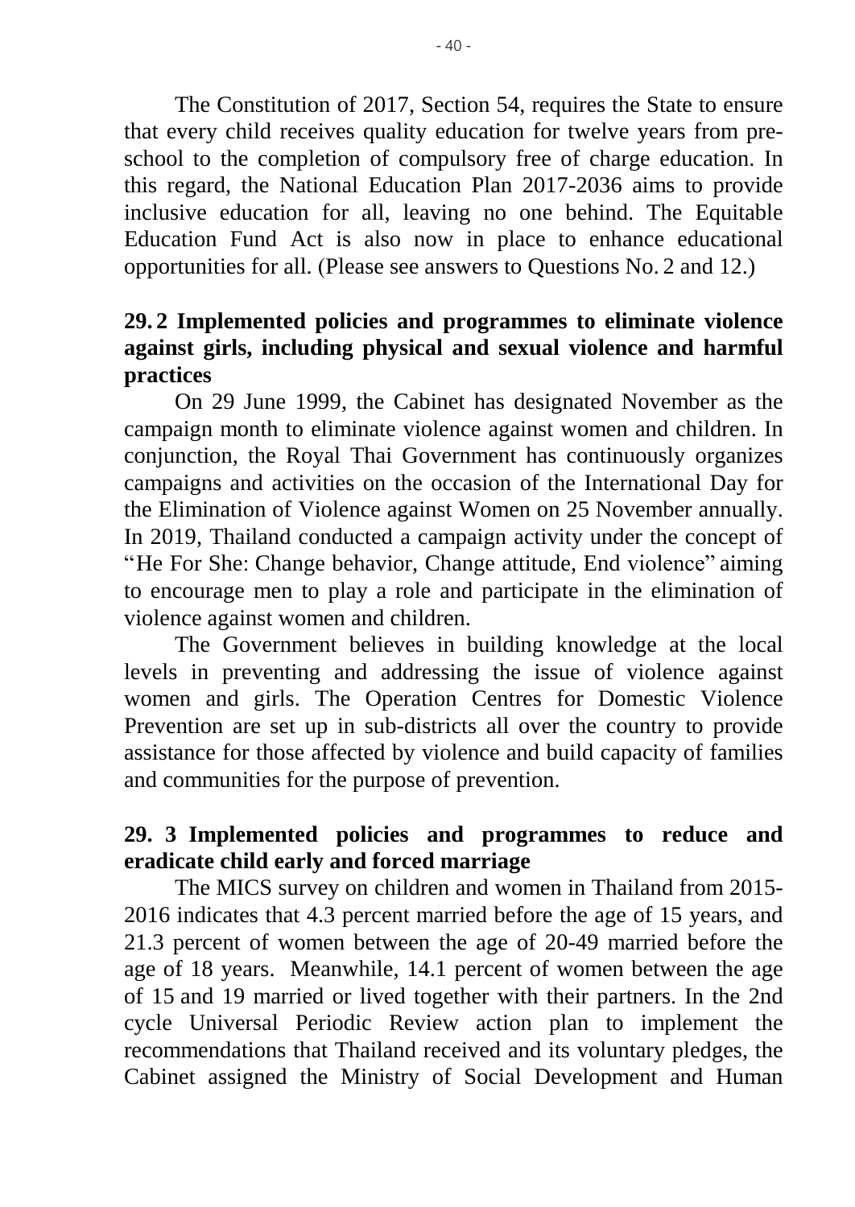The Constitution of 2017, Section 54, requires the State to ensure that every child receives quality education for twelve years from pre-school to the completion of compulsory free of charge education. In this regard, the National Education Plan 2017-2036 aims to provide inclusive education for all, leaving no one behind. The Equitable Education Fund Act is also now in place to enhance educational opportunities for all. (Please see answers to Questions No. 2 and 12.)

**29. 2 Implemented policies and programmes to eliminate violence against girls, including physical and sexual violence and harmful practices**

On 29 June 1999, the Cabinet has designated November as the campaign month to eliminate violence against women and children. In conjunction, the Royal Thai Government has continuously organizes campaigns and activities on the occasion of the International Day for the Elimination of Violence against Women on 25 November annually. In 2019, Thailand conducted a campaign activity under the concept of "He For She: Change behavior, Change attitude, End violence" aiming to encourage men to play a role and participate in the elimination of violence against women and children.

The Government believes in building knowledge at the local levels in preventing and addressing the issue of violence against women and girls. The Operation Centres for Domestic Violence Prevention are set up in sub-districts all over the country to provide assistance for those affected by violence and build capacity of families and communities for the purpose of prevention.

**29. 3 Implemented policies and programmes to reduce and eradicate child early and forced marriage**

The MICS survey on children and women in Thailand from 2015-2016 indicates that 4.3 percent married before the age of 15 years, and 21.3 percent of women between the age of 20-49 married before the age of 18 years. Meanwhile, 14.1 percent of women between the age of 15 and 19 married or lived together with their partners. In the 2nd cycle Universal Periodic Review action plan to implement the recommendations that Thailand received and its voluntary pledges, the Cabinet assigned the Ministry of Social Development and Human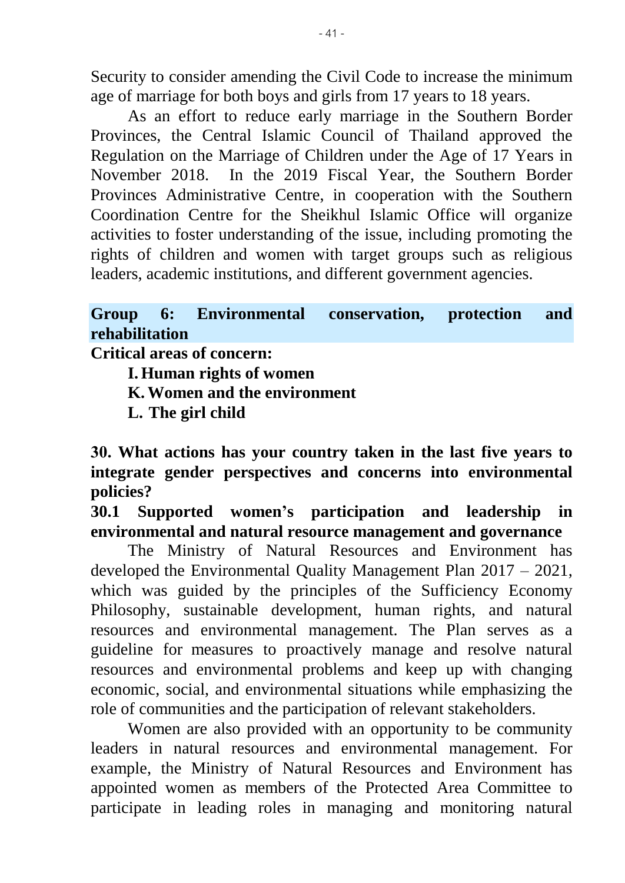Security to consider amending the Civil Code to increase the minimum age of marriage for both boys and girls from 17 years to 18 years.

As an effort to reduce early marriage in the Southern Border Provinces, the Central Islamic Council of Thailand approved the Regulation on the Marriage of Children under the Age of 17 Years in November 2018. In the 2019 Fiscal Year, the Southern Border Provinces Administrative Centre, in cooperation with the Southern Coordination Centre for the Sheikhul Islamic Office will organize activities to foster understanding of the issue, including promoting the rights of children and women with target groups such as religious leaders, academic institutions, and different government agencies.

## Group 6: Environmental conservation, protection and rehabilitation

**Critical areas of concern:**

**I. Human rights of women**
**K. Women and the environment**
**L. The girl child**

### 30. What actions has your country taken in the last five years to integrate gender perspectives and concerns into environmental policies?

#### 30.1 Supported women's participation and leadership in environmental and natural resource management and governance

The Ministry of Natural Resources and Environment has developed the Environmental Quality Management Plan 2017 – 2021, which was guided by the principles of the Sufficiency Economy Philosophy, sustainable development, human rights, and natural resources and environmental management. The Plan serves as a guideline for measures to proactively manage and resolve natural resources and environmental problems and keep up with changing economic, social, and environmental situations while emphasizing the role of communities and the participation of relevant stakeholders.

Women are also provided with an opportunity to be community leaders in natural resources and environmental management. For example, the Ministry of Natural Resources and Environment has appointed women as members of the Protected Area Committee to participate in leading roles in managing and monitoring natural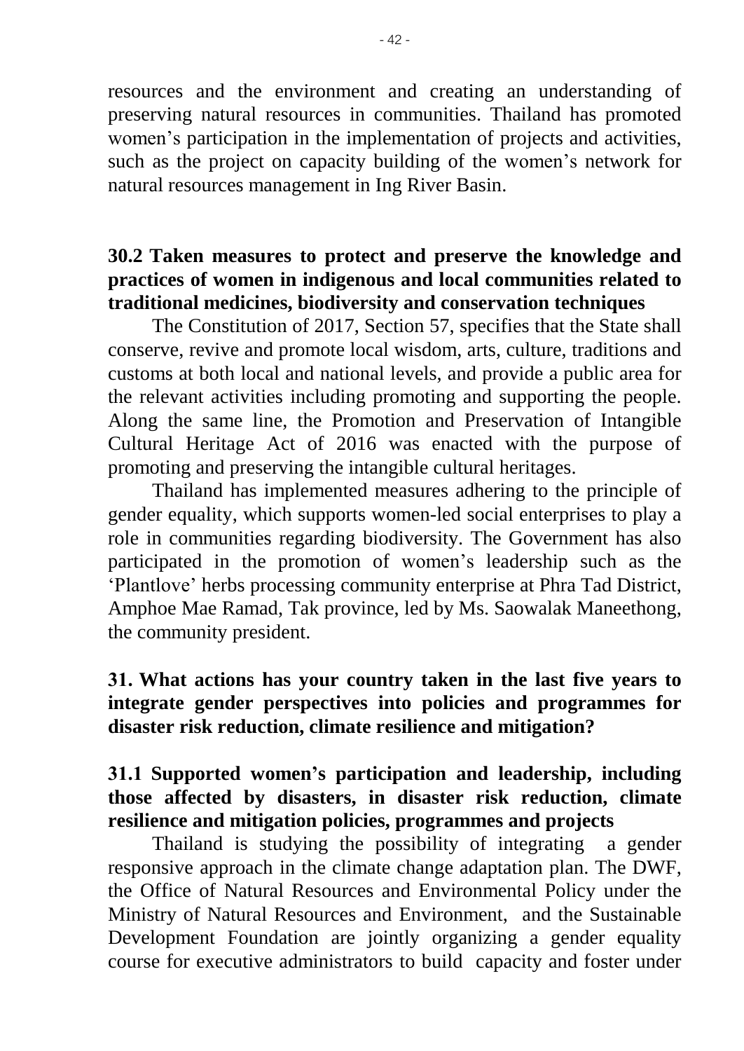resources and the environment and creating an understanding of preserving natural resources in communities. Thailand has promoted women's participation in the implementation of projects and activities, such as the project on capacity building of the women's network for natural resources management in Ing River Basin.

### 30.2 Taken measures to protect and preserve the knowledge and practices of women in indigenous and local communities related to traditional medicines, biodiversity and conservation techniques

The Constitution of 2017, Section 57, specifies that the State shall conserve, revive and promote local wisdom, arts, culture, traditions and customs at both local and national levels, and provide a public area for the relevant activities including promoting and supporting the people. Along the same line, the Promotion and Preservation of Intangible Cultural Heritage Act of 2016 was enacted with the purpose of promoting and preserving the intangible cultural heritages.

Thailand has implemented measures adhering to the principle of gender equality, which supports women-led social enterprises to play a role in communities regarding biodiversity. The Government has also participated in the promotion of women's leadership such as the 'Plantlove' herbs processing community enterprise at Phra Tad District, Amphoe Mae Ramad, Tak province, led by Ms. Saowalak Maneethong, the community president.

## 31. What actions has your country taken in the last five years to integrate gender perspectives into policies and programmes for disaster risk reduction, climate resilience and mitigation?

### 31.1 Supported women's participation and leadership, including those affected by disasters, in disaster risk reduction, climate resilience and mitigation policies, programmes and projects

Thailand is studying the possibility of integrating a gender responsive approach in the climate change adaptation plan. The DWF, the Office of Natural Resources and Environmental Policy under the Ministry of Natural Resources and Environment, and the Sustainable Development Foundation are jointly organizing a gender equality course for executive administrators to build capacity and foster under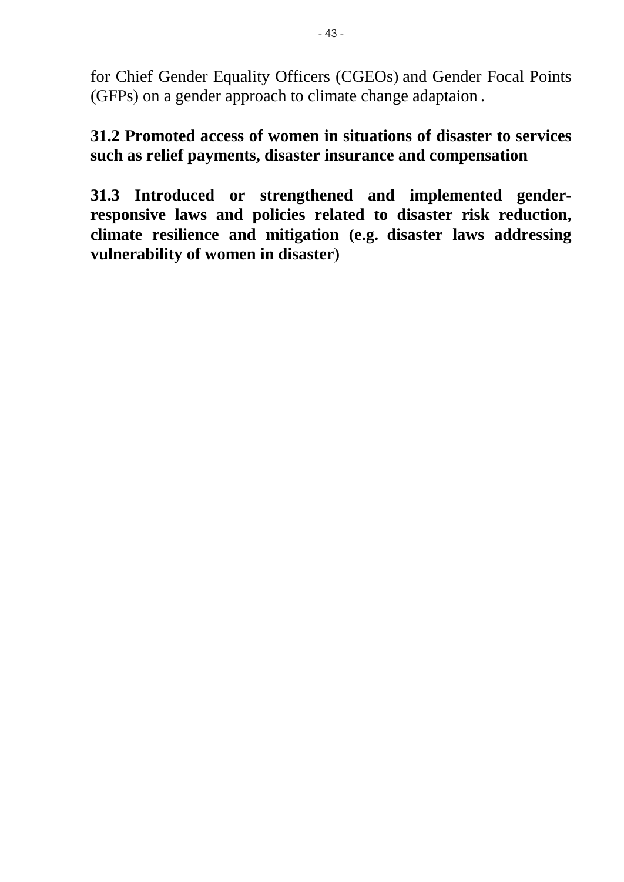for Chief Gender Equality Officers (CGEOs) and Gender Focal Points (GFPs) on a gender approach to climate change adaptaion .

**31.2 Promoted access of women in situations of disaster to services such as relief payments, disaster insurance and compensation**

**31.3 Introduced or strengthened and implemented gender-responsive laws and policies related to disaster risk reduction, climate resilience and mitigation (e.g. disaster laws addressing vulnerability of women in disaster)**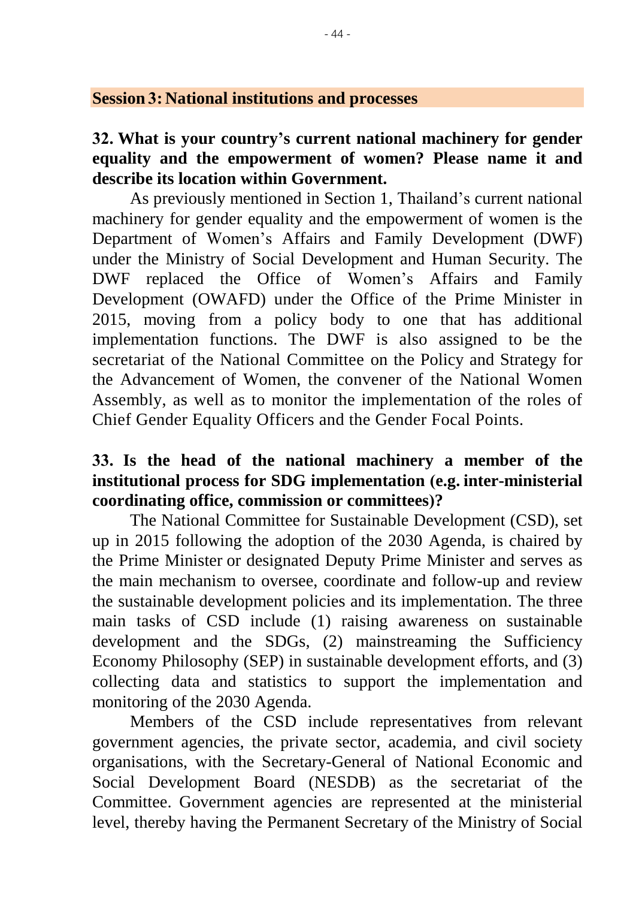## Session 3: National institutions and processes

### 32. What is your country's current national machinery for gender equality and the empowerment of women? Please name it and describe its location within Government.

As previously mentioned in Section 1, Thailand's current national machinery for gender equality and the empowerment of women is the Department of Women's Affairs and Family Development (DWF) under the Ministry of Social Development and Human Security. The DWF replaced the Office of Women's Affairs and Family Development (OWAFD) under the Office of the Prime Minister in 2015, moving from a policy body to one that has additional implementation functions. The DWF is also assigned to be the secretariat of the National Committee on the Policy and Strategy for the Advancement of Women, the convener of the National Women Assembly, as well as to monitor the implementation of the roles of Chief Gender Equality Officers and the Gender Focal Points.

### 33. Is the head of the national machinery a member of the institutional process for SDG implementation (e.g. inter-ministerial coordinating office, commission or committees)?

The National Committee for Sustainable Development (CSD), set up in 2015 following the adoption of the 2030 Agenda, is chaired by the Prime Minister or designated Deputy Prime Minister and serves as the main mechanism to oversee, coordinate and follow-up and review the sustainable development policies and its implementation. The three main tasks of CSD include (1) raising awareness on sustainable development and the SDGs, (2) mainstreaming the Sufficiency Economy Philosophy (SEP) in sustainable development efforts, and (3) collecting data and statistics to support the implementation and monitoring of the 2030 Agenda.

Members of the CSD include representatives from relevant government agencies, the private sector, academia, and civil society organisations, with the Secretary-General of National Economic and Social Development Board (NESDB) as the secretariat of the Committee. Government agencies are represented at the ministerial level, thereby having the Permanent Secretary of the Ministry of Social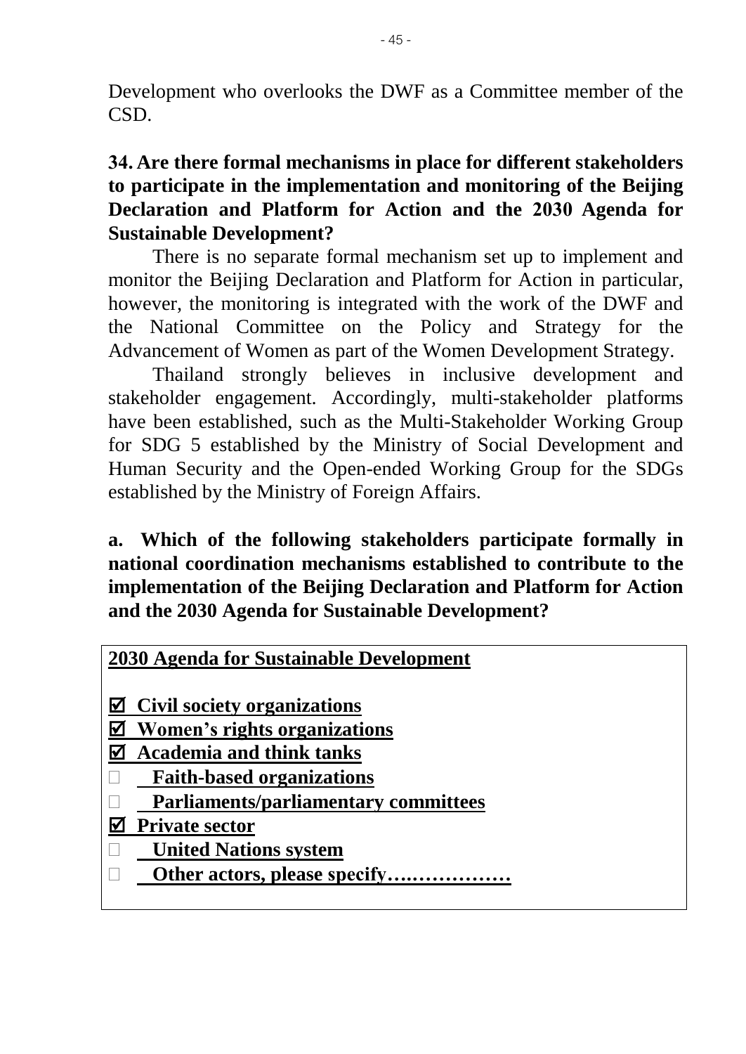Development who overlooks the DWF as a Committee member of the CSD.

**34. Are there formal mechanisms in place for different stakeholders to participate in the implementation and monitoring of the Beijing Declaration and Platform for Action and the 2030 Agenda for Sustainable Development?**

There is no separate formal mechanism set up to implement and monitor the Beijing Declaration and Platform for Action in particular, however, the monitoring is integrated with the work of the DWF and the National Committee on the Policy and Strategy for the Advancement of Women as part of the Women Development Strategy.

Thailand strongly believes in inclusive development and stakeholder engagement. Accordingly, multi-stakeholder platforms have been established, such as the Multi-Stakeholder Working Group for SDG 5 established by the Ministry of Social Development and Human Security and the Open-ended Working Group for the SDGs established by the Ministry of Foreign Affairs.

**a. Which of the following stakeholders participate formally in national coordination mechanisms established to contribute to the implementation of the Beijing Declaration and Platform for Action and the 2030 Agenda for Sustainable Development?**

**2030 Agenda for Sustainable Development**

- ☑ **Civil society organizations**
- ☑ **Women's rights organizations**
- ☑ **Academia and think tanks**
- ☐ **Faith-based organizations**
- ☐ **Parliaments/parliamentary committees**
- ☑ **Private sector**
- ☐ **United Nations system**
- ☐ **Other actors, please specify……………….**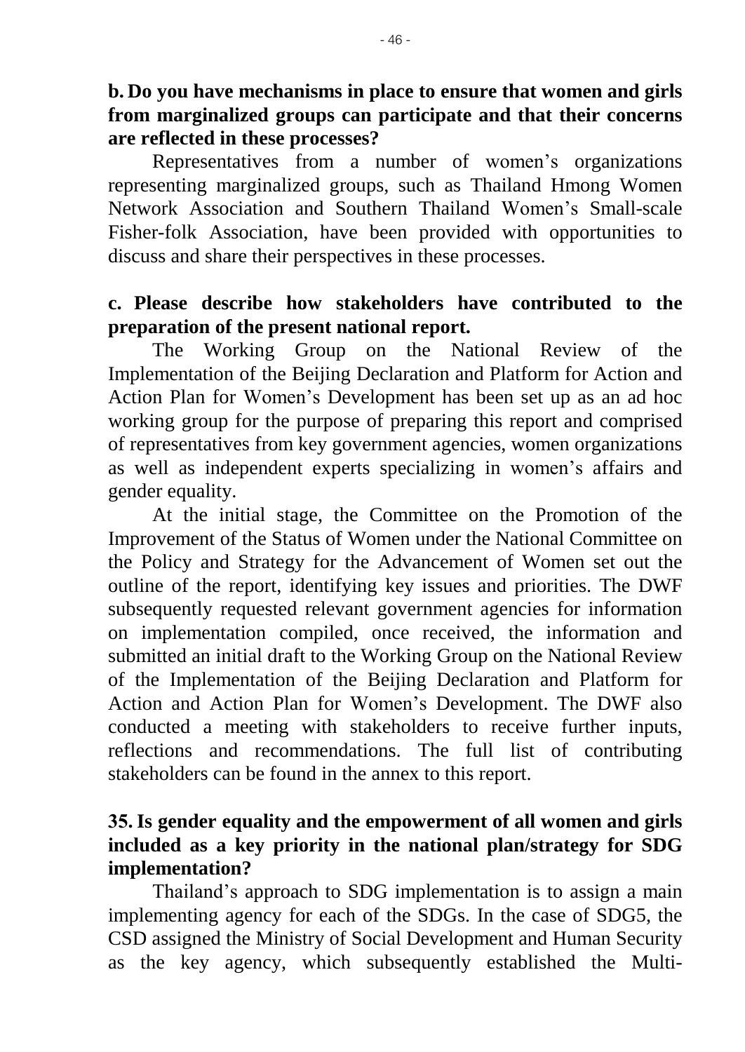**b. Do you have mechanisms in place to ensure that women and girls from marginalized groups can participate and that their concerns are reflected in these processes?**

Representatives from a number of women's organizations representing marginalized groups, such as Thailand Hmong Women Network Association and Southern Thailand Women's Small-scale Fisher-folk Association, have been provided with opportunities to discuss and share their perspectives in these processes.

**c. Please describe how stakeholders have contributed to the preparation of the present national report.**

The Working Group on the National Review of the Implementation of the Beijing Declaration and Platform for Action and Action Plan for Women's Development has been set up as an ad hoc working group for the purpose of preparing this report and comprised of representatives from key government agencies, women organizations as well as independent experts specializing in women's affairs and gender equality.

At the initial stage, the Committee on the Promotion of the Improvement of the Status of Women under the National Committee on the Policy and Strategy for the Advancement of Women set out the outline of the report, identifying key issues and priorities. The DWF subsequently requested relevant government agencies for information on implementation compiled, once received, the information and submitted an initial draft to the Working Group on the National Review of the Implementation of the Beijing Declaration and Platform for Action and Action Plan for Women's Development. The DWF also conducted a meeting with stakeholders to receive further inputs, reflections and recommendations. The full list of contributing stakeholders can be found in the annex to this report.

**35. Is gender equality and the empowerment of all women and girls included as a key priority in the national plan/strategy for SDG implementation?**

Thailand's approach to SDG implementation is to assign a main implementing agency for each of the SDGs. In the case of SDG5, the CSD assigned the Ministry of Social Development and Human Security as the key agency, which subsequently established the Multi-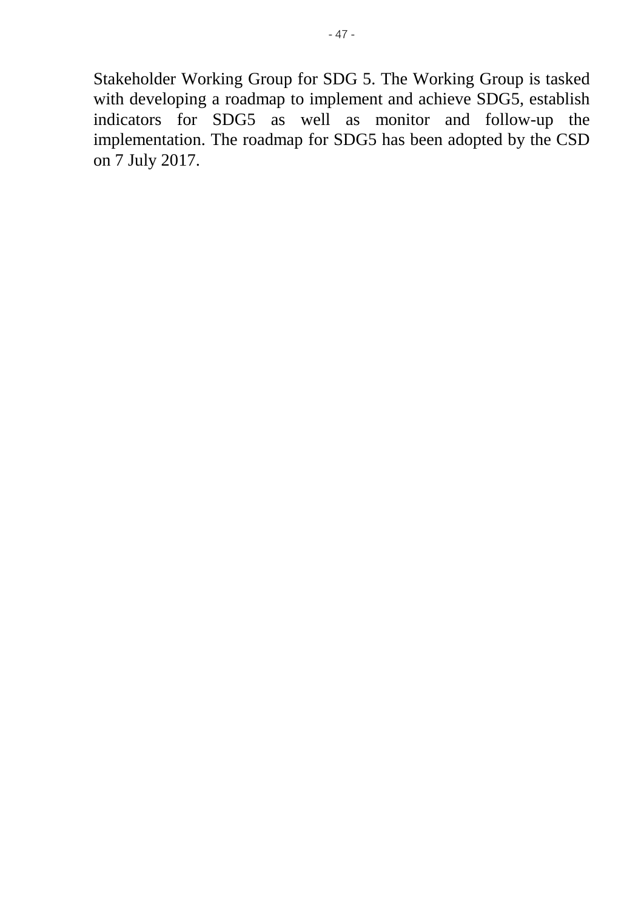Stakeholder Working Group for SDG 5. The Working Group is tasked with developing a roadmap to implement and achieve SDG5, establish indicators for SDG5 as well as monitor and follow-up the implementation. The roadmap for SDG5 has been adopted by the CSD on 7 July 2017.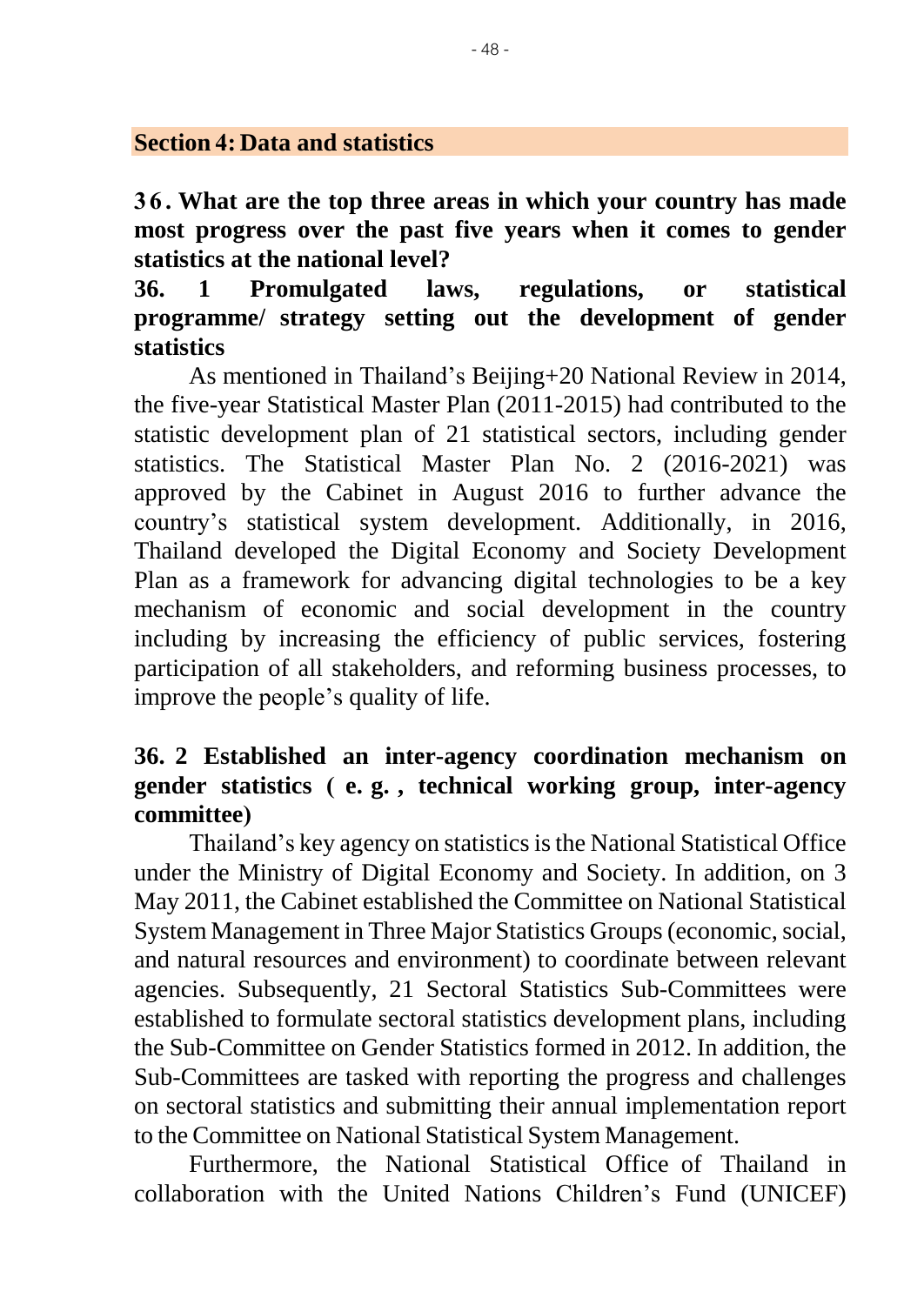## Section 4: Data and statistics

**36. What are the top three areas in which your country has made most progress over the past five years when it comes to gender statistics at the national level?**

**36. 1 Promulgated laws, regulations, or statistical programme/ strategy setting out the development of gender statistics**

As mentioned in Thailand's Beijing+20 National Review in 2014, the five-year Statistical Master Plan (2011-2015) had contributed to the statistic development plan of 21 statistical sectors, including gender statistics. The Statistical Master Plan No. 2 (2016-2021) was approved by the Cabinet in August 2016 to further advance the country's statistical system development. Additionally, in 2016, Thailand developed the Digital Economy and Society Development Plan as a framework for advancing digital technologies to be a key mechanism of economic and social development in the country including by increasing the efficiency of public services, fostering participation of all stakeholders, and reforming business processes, to improve the people's quality of life.

**36. 2 Established an inter-agency coordination mechanism on gender statistics (e.g., technical working group, inter-agency committee)**

Thailand's key agency on statistics is the National Statistical Office under the Ministry of Digital Economy and Society. In addition, on 3 May 2011, the Cabinet established the Committee on National Statistical System Management in Three Major Statistics Groups (economic, social, and natural resources and environment) to coordinate between relevant agencies. Subsequently, 21 Sectoral Statistics Sub-Committees were established to formulate sectoral statistics development plans, including the Sub-Committee on Gender Statistics formed in 2012. In addition, the Sub-Committees are tasked with reporting the progress and challenges on sectoral statistics and submitting their annual implementation report to the Committee on National Statistical System Management.

Furthermore, the National Statistical Office of Thailand in collaboration with the United Nations Children's Fund (UNICEF)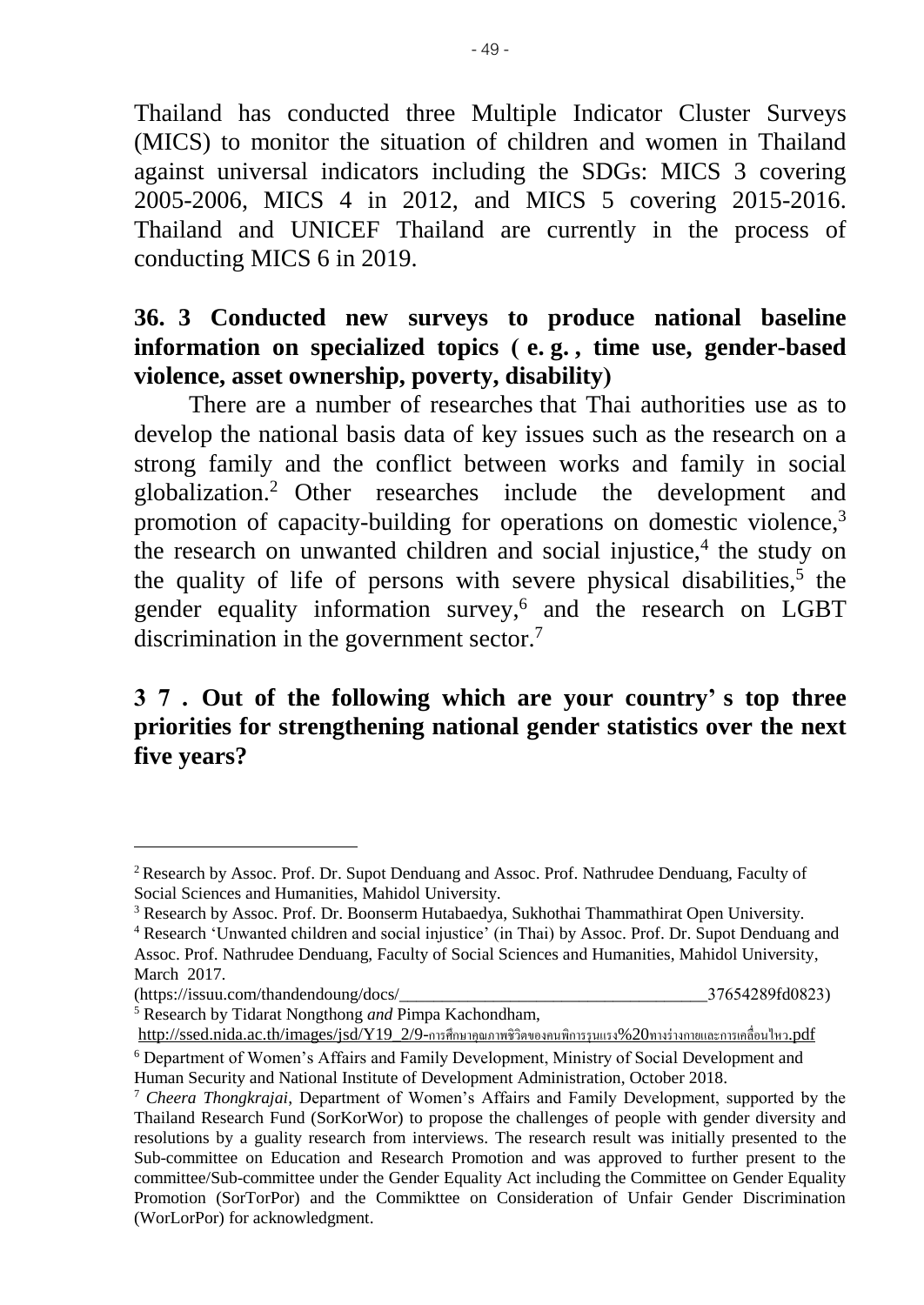Thailand has conducted three Multiple Indicator Cluster Surveys (MICS) to monitor the situation of children and women in Thailand against universal indicators including the SDGs: MICS 3 covering 2005-2006, MICS 4 in 2012, and MICS 5 covering 2015-2016. Thailand and UNICEF Thailand are currently in the process of conducting MICS 6 in 2019.

**36. 3 Conducted new surveys to produce national baseline information on specialized topics (e.g., time use, gender-based violence, asset ownership, poverty, disability)**

There are a number of researches that Thai authorities use as to develop the national basis data of key issues such as the research on a strong family and the conflict between works and family in social globalization.[2] Other researches include the development and promotion of capacity-building for operations on domestic violence,[3] the research on unwanted children and social injustice,[4] the study on the quality of life of persons with severe physical disabilities,[5] the gender equality information survey,[6] and the research on LGBT discrimination in the government sector.[7]

**37. Out of the following which are your country's top three priorities for strengthening national gender statistics over the next five years?**

---

[2] Research by Assoc. Prof. Dr. Supot Denduang and Assoc. Prof. Nathrudee Denduang, Faculty of Social Sciences and Humanities, Mahidol University.

[3] Research by Assoc. Prof. Dr. Boonserm Hutabaedya, Sukhothai Thammathirat Open University.

[4] Research 'Unwanted children and social injustice' (in Thai) by Assoc. Prof. Dr. Supot Denduang and Assoc. Prof. Nathrudee Denduang, Faculty of Social Sciences and Humanities, Mahidol University, March 2017. (https://issuu.com/thandendoung/docs/_____________________________________37654289fd0823)

[5] Research by Tidarat Nongthong *and* Pimpa Kachondham, http://ssed.nida.ac.th/images/jsd/Y19_2/9-การศึกษาคุณภาพชีวิตของคนพิการรุนแรง%20ทางร่างกายและการเคลื่อนไหว.pdf

[6] Department of Women's Affairs and Family Development, Ministry of Social Development and Human Security and National Institute of Development Administration, October 2018.

[7] *Cheera Thongkrajai*, Department of Women's Affairs and Family Development, supported by the Thailand Research Fund (SorKorWor) to propose the challenges of people with gender diversity and resolutions by a guality research from interviews. The research result was initially presented to the Sub-committee on Education and Research Promotion and was approved to further present to the committee/Sub-committee under the Gender Equality Act including the Committee on Gender Equality Promotion (SorTorPor) and the Commikttee on Consideration of Unfair Gender Discrimination (WorLorPor) for acknowledgment.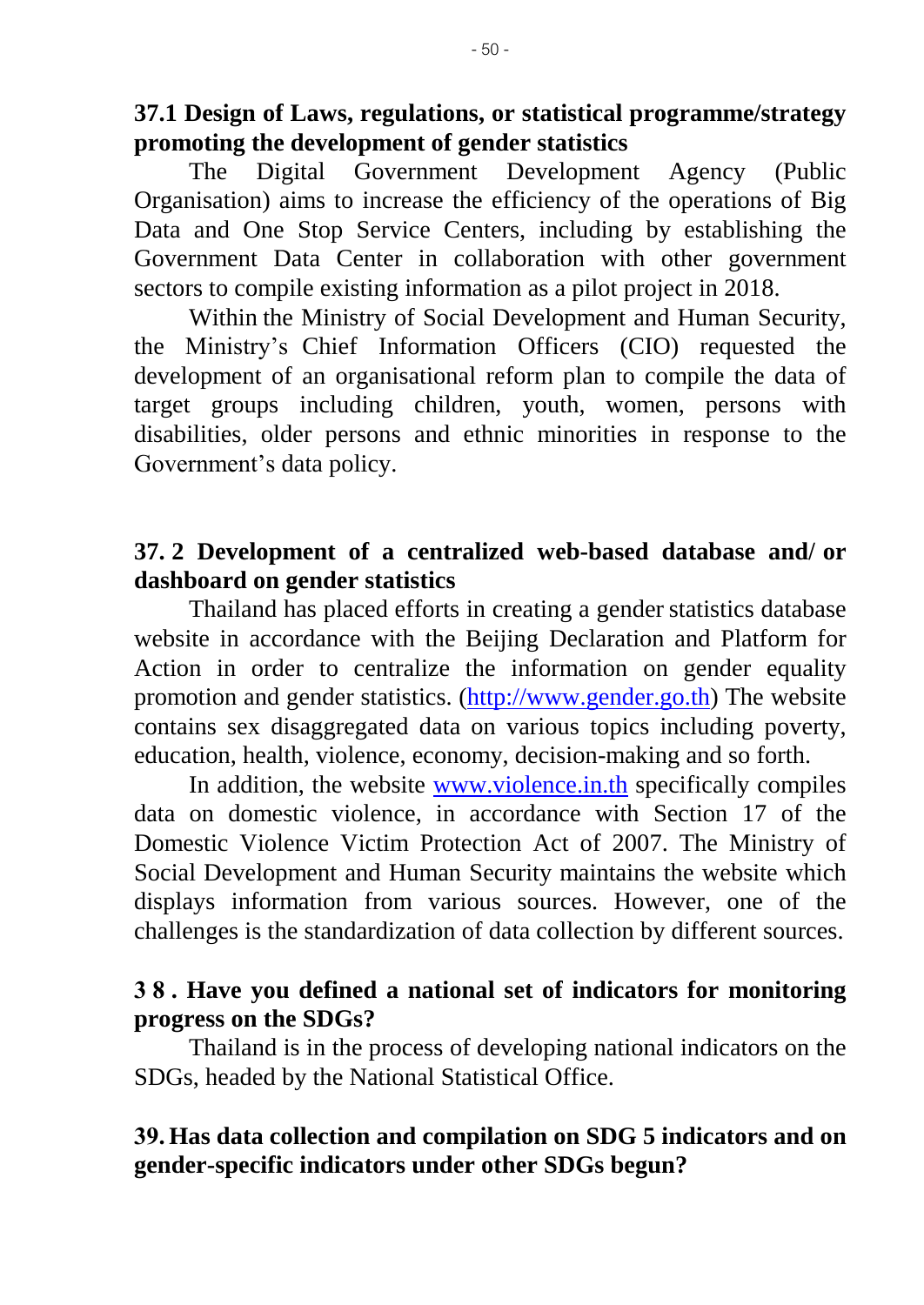**37.1 Design of Laws, regulations, or statistical programme/strategy promoting the development of gender statistics**

The Digital Government Development Agency (Public Organisation) aims to increase the efficiency of the operations of Big Data and One Stop Service Centers, including by establishing the Government Data Center in collaboration with other government sectors to compile existing information as a pilot project in 2018.

Within the Ministry of Social Development and Human Security, the Ministry's Chief Information Officers (CIO) requested the development of an organisational reform plan to compile the data of target groups including children, youth, women, persons with disabilities, older persons and ethnic minorities in response to the Government's data policy.

**37.2 Development of a centralized web-based database and/or dashboard on gender statistics**

Thailand has placed efforts in creating a gender statistics database website in accordance with the Beijing Declaration and Platform for Action in order to centralize the information on gender equality promotion and gender statistics. (http://www.gender.go.th) The website contains sex disaggregated data on various topics including poverty, education, health, violence, economy, decision-making and so forth.

In addition, the website www.violence.in.th specifically compiles data on domestic violence, in accordance with Section 17 of the Domestic Violence Victim Protection Act of 2007. The Ministry of Social Development and Human Security maintains the website which displays information from various sources. However, one of the challenges is the standardization of data collection by different sources.

**38. Have you defined a national set of indicators for monitoring progress on the SDGs?**

Thailand is in the process of developing national indicators on the SDGs, headed by the National Statistical Office.

**39. Has data collection and compilation on SDG 5 indicators and on gender-specific indicators under other SDGs begun?**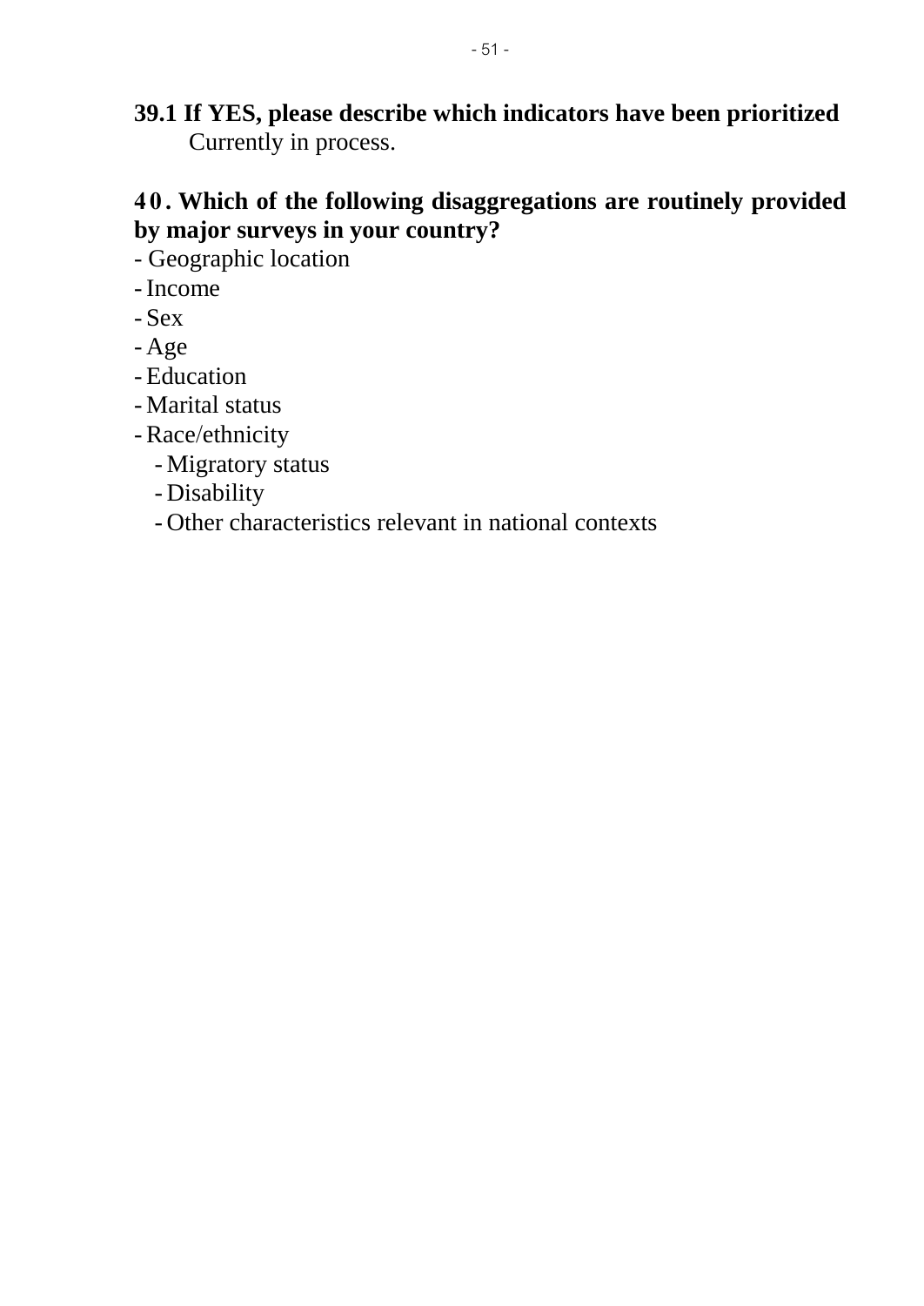**39.1 If YES, please describe which indicators have been prioritized**

Currently in process.

**40. Which of the following disaggregations are routinely provided by major surveys in your country?**

- Geographic location
- Income
- Sex
- Age
- Education
- Marital status
- Race/ethnicity
  - Migratory status
  - Disability
  - Other characteristics relevant in national contexts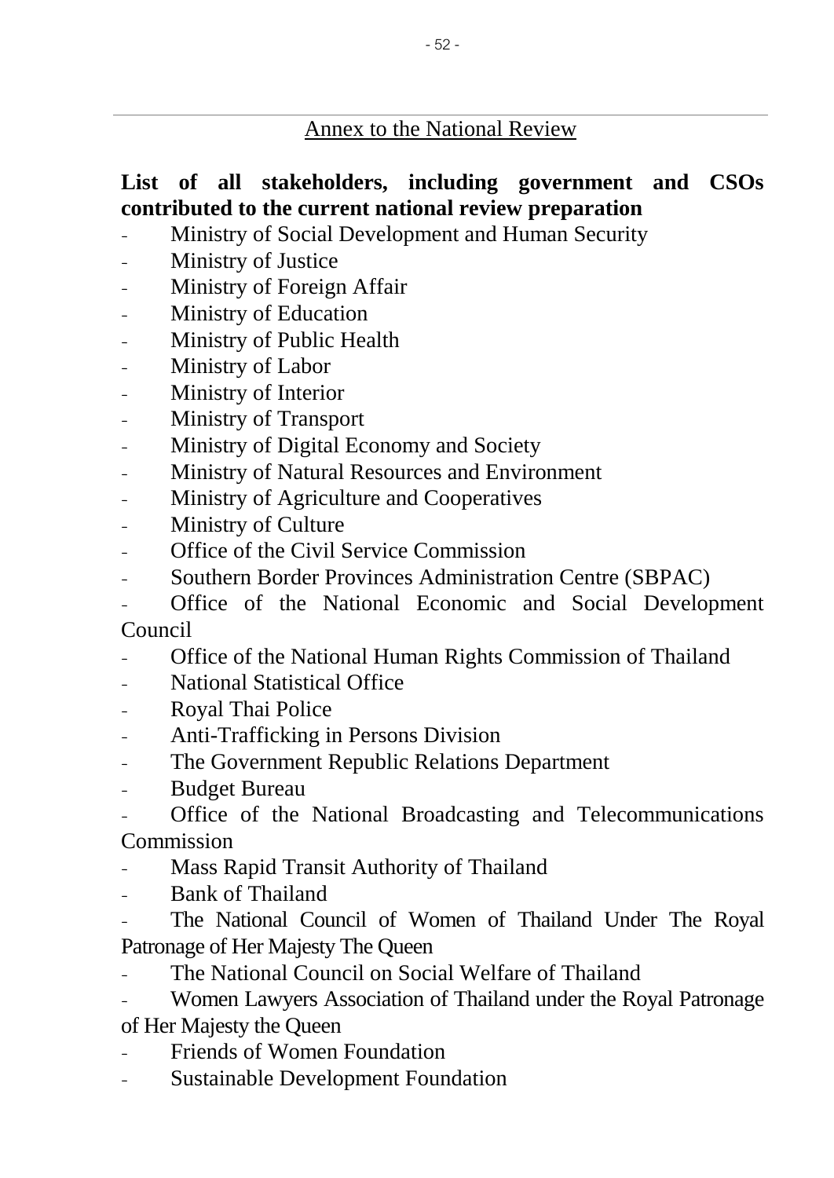## Annex to the National Review

**List of all stakeholders, including government and CSOs contributed to the current national review preparation**

- Ministry of Social Development and Human Security
- Ministry of Justice
- Ministry of Foreign Affair
- Ministry of Education
- Ministry of Public Health
- Ministry of Labor
- Ministry of Interior
- Ministry of Transport
- Ministry of Digital Economy and Society
- Ministry of Natural Resources and Environment
- Ministry of Agriculture and Cooperatives
- Ministry of Culture
- Office of the Civil Service Commission
- Southern Border Provinces Administration Centre (SBPAC)
- Office of the National Economic and Social Development Council
- Office of the National Human Rights Commission of Thailand
- National Statistical Office
- Royal Thai Police
- Anti-Trafficking in Persons Division
- The Government Republic Relations Department
- Budget Bureau
- Office of the National Broadcasting and Telecommunications Commission
- Mass Rapid Transit Authority of Thailand
- Bank of Thailand
- The National Council of Women of Thailand Under The Royal Patronage of Her Majesty The Queen
- The National Council on Social Welfare of Thailand
- Women Lawyers Association of Thailand under the Royal Patronage of Her Majesty the Queen
- Friends of Women Foundation
- Sustainable Development Foundation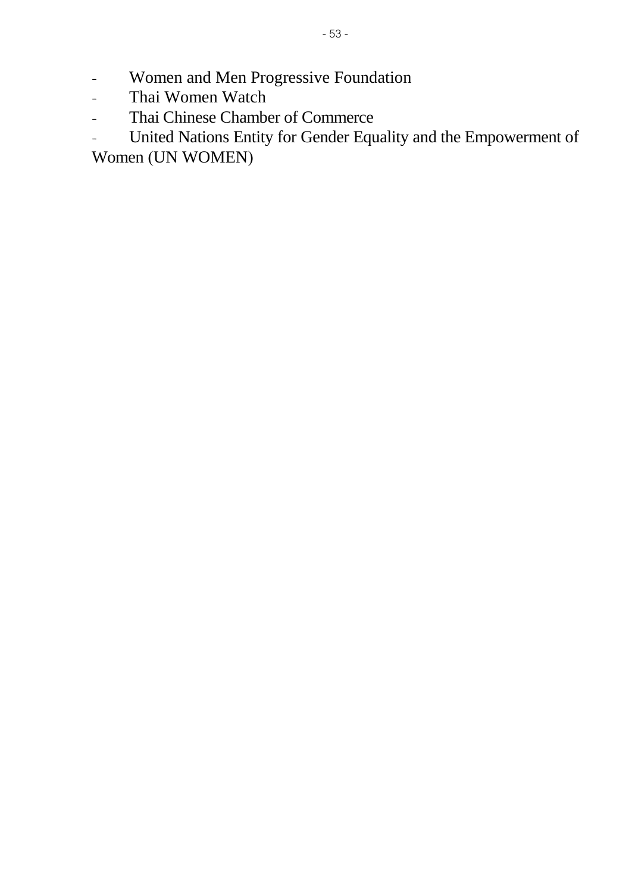- Women and Men Progressive Foundation
- Thai Women Watch
- Thai Chinese Chamber of Commerce
- United Nations Entity for Gender Equality and the Empowerment of Women (UN WOMEN)